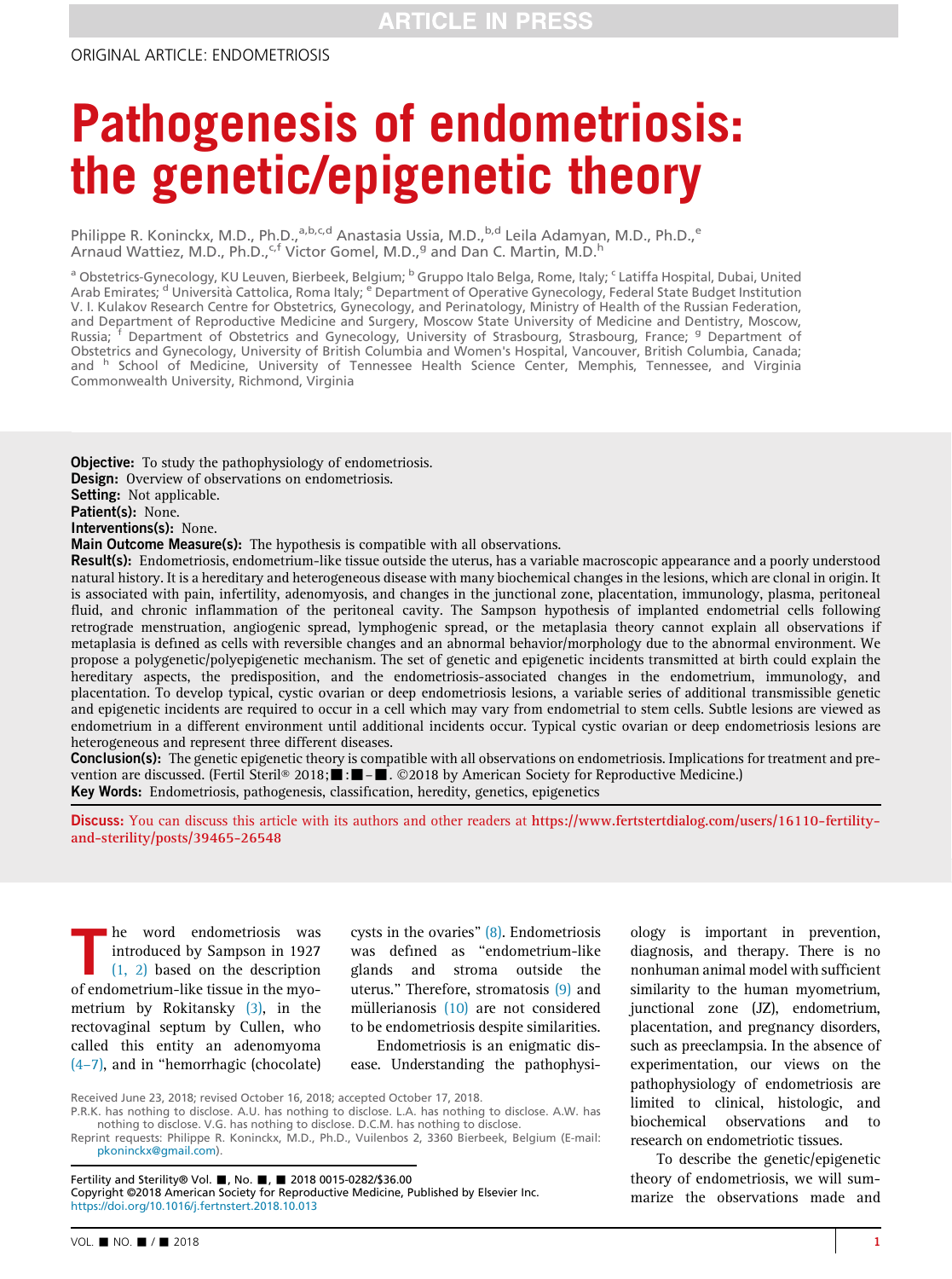ORIGINAL ARTICLE: ENDOMETRIOSIS

# Pathogenesis of endometriosis: the genetic/epigenetic theory

Philippe R. Koninckx, M.D., Ph.D.,[a,b,c,d] Anastasia Ussia, M.D.,[b,d] Leila Adamyan, M.D., Ph.D.,[e] Arnaud Wattiez, M.D., Ph.D.,[c,f] Victor Gomel, M.D.,[g] and Dan C. Martin, M.D.[h]

[a] Obstetrics-Gynecology, KU Leuven, Bierbeek, Belgium; [b] Gruppo Italo Belga, Rome, Italy; [c] Latiffa Hospital, Dubai, United Arab Emirates; [d] Università Cattolica, Roma Italy; [e] Department of Operative Gynecology, Federal State Budget Institution V. I. Kulakov Research Centre for Obstetrics, Gynecology, and Perinatology, Ministry of Health of the Russian Federation, and Department of Reproductive Medicine and Surgery, Moscow State University of Medicine and Dentistry, Moscow, Russia; [f] Department of Obstetrics and Gynecology, University of Strasbourg, Strasbourg, France; [g] Department of Obstetrics and Gynecology, University of British Columbia and Women's Hospital, Vancouver, British Columbia, Canada; and [h] School of Medicine, University of Tennessee Health Science Center, Memphis, Tennessee, and Virginia Commonwealth University, Richmond, Virginia

**Objective:** To study the pathophysiology of endometriosis.
**Design:** Overview of observations on endometriosis.
**Setting:** Not applicable.
**Patient(s):** None.
**Interventions(s):** None.
**Main Outcome Measure(s):** The hypothesis is compatible with all observations.
**Result(s):** Endometriosis, endometrium-like tissue outside the uterus, has a variable macroscopic appearance and a poorly understood natural history. It is a hereditary and heterogeneous disease with many biochemical changes in the lesions, which are clonal in origin. It is associated with pain, infertility, adenomyosis, and changes in the junctional zone, placentation, immunology, plasma, peritoneal fluid, and chronic inflammation of the peritoneal cavity. The Sampson hypothesis of implanted endometrial cells following retrograde menstruation, angiogenic spread, lymphogenic spread, or the metaplasia theory cannot explain all observations if metaplasia is defined as cells with reversible changes and an abnormal behavior/morphology due to the abnormal environment. We propose a polygenetic/polyepigenetic mechanism. The set of genetic and epigenetic incidents transmitted at birth could explain the hereditary aspects, the predisposition, and the endometriosis-associated changes in the endometrium, immunology, and placentation. To develop typical, cystic ovarian or deep endometriosis lesions, a variable series of additional transmissible genetic and epigenetic incidents are required to occur in a cell which may vary from endometrial to stem cells. Subtle lesions are viewed as endometrium in a different environment until additional incidents occur. Typical cystic ovarian or deep endometriosis lesions are heterogeneous and represent three different diseases.
**Conclusion(s):** The genetic epigenetic theory is compatible with all observations on endometriosis. Implications for treatment and prevention are discussed. (Fertil Steril® 2018;■:■–■. ©2018 by American Society for Reproductive Medicine.)
**Key Words:** Endometriosis, pathogenesis, classification, heredity, genetics, epigenetics

**Discuss:** You can discuss this article with its authors and other readers at https://www.fertstertdialog.com/users/16110-fertility-and-sterility/posts/39465-26548

The word endometriosis was introduced by Sampson in 1927 (1, 2) based on the description of endometrium-like tissue in the myometrium by Rokitansky (3), in the rectovaginal septum by Cullen, who called this entity an adenomyoma (4–7), and in "hemorrhagic (chocolate) cysts in the ovaries" (8). Endometriosis was defined as "endometrium-like glands and stroma outside the uterus." Therefore, stromatosis (9) and müllerianosis (10) are not considered to be endometriosis despite similarities.

Endometriosis is an enigmatic disease. Understanding the pathophysiology is important in prevention, diagnosis, and therapy. There is no nonhuman animal model with sufficient similarity to the human myometrium, junctional zone (JZ), endometrium, placentation, and pregnancy disorders, such as preeclampsia. In the absence of experimentation, our views on the pathophysiology of endometriosis are limited to clinical, histologic, and biochemical observations and to research on endometriotic tissues.

To describe the genetic/epigenetic theory of endometriosis, we will summarize the observations made and

Received June 23, 2018; revised October 16, 2018; accepted October 17, 2018.
P.R.K. has nothing to disclose. A.U. has nothing to disclose. L.A. has nothing to disclose. A.W. has nothing to disclose. V.G. has nothing to disclose. D.C.M. has nothing to disclose.
Reprint requests: Philippe R. Koninckx, M.D., Ph.D., Vuilenbos 2, 3360 Bierbeek, Belgium (E-mail: pkoninckx@gmail.com).

Fertility and Sterility® Vol. ■, No. ■, ■ 2018 0015-0282/$36.00
Copyright ©2018 American Society for Reproductive Medicine, Published by Elsevier Inc.
https://doi.org/10.1016/j.fertnstert.2018.10.013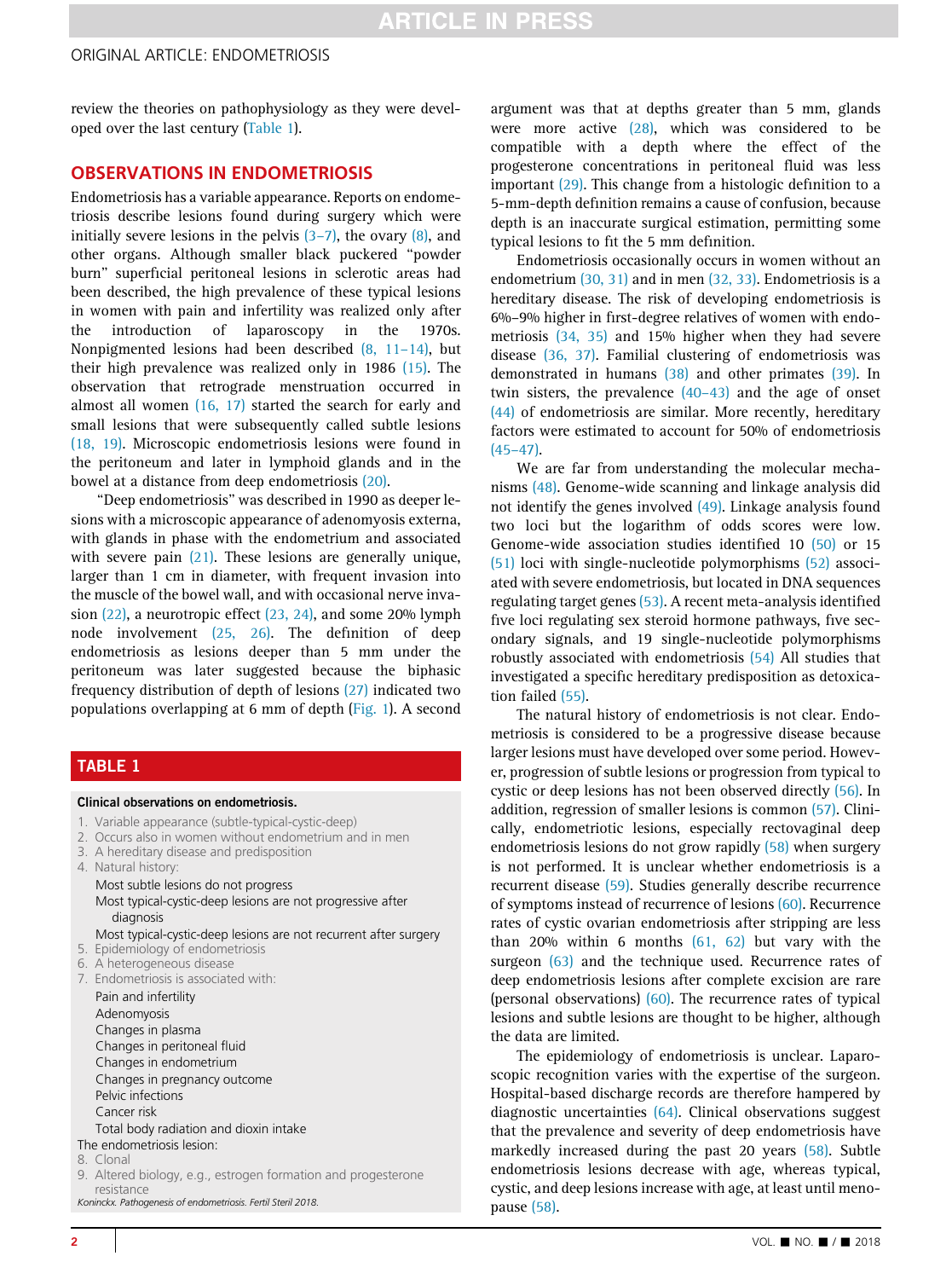review the theories on pathophysiology as they were developed over the last century (Table 1).

## OBSERVATIONS IN ENDOMETRIOSIS

Endometriosis has a variable appearance. Reports on endometriosis describe lesions found during surgery which were initially severe lesions in the pelvis (3–7), the ovary (8), and other organs. Although smaller black puckered "powder burn" superficial peritoneal lesions in sclerotic areas had been described, the high prevalence of these typical lesions in women with pain and infertility was realized only after the introduction of laparoscopy in the 1970s. Nonpigmented lesions had been described (8, 11–14), but their high prevalence was realized only in 1986 (15). The observation that retrograde menstruation occurred in almost all women (16, 17) started the search for early and small lesions that were subsequently called subtle lesions (18, 19). Microscopic endometriosis lesions were found in the peritoneum and later in lymphoid glands and in the bowel at a distance from deep endometriosis (20).

"Deep endometriosis" was described in 1990 as deeper lesions with a microscopic appearance of adenomyosis externa, with glands in phase with the endometrium and associated with severe pain (21). These lesions are generally unique, larger than 1 cm in diameter, with frequent invasion into the muscle of the bowel wall, and with occasional nerve invasion (22), a neurotropic effect (23, 24), and some 20% lymph node involvement (25, 26). The definition of deep endometriosis as lesions deeper than 5 mm under the peritoneum was later suggested because the biphasic frequency distribution of depth of lesions (27) indicated two populations overlapping at 6 mm of depth (Fig. 1). A second argument was that at depths greater than 5 mm, glands were more active (28), which was considered to be compatible with a depth where the effect of the progesterone concentrations in peritoneal fluid was less important (29). This change from a histologic definition to a 5-mm-depth definition remains a cause of confusion, because depth is an inaccurate surgical estimation, permitting some typical lesions to fit the 5 mm definition.

Endometriosis occasionally occurs in women without an endometrium (30, 31) and in men (32, 33). Endometriosis is a hereditary disease. The risk of developing endometriosis is 6%–9% higher in first-degree relatives of women with endometriosis (34, 35) and 15% higher when they had severe disease (36, 37). Familial clustering of endometriosis was demonstrated in humans (38) and other primates (39). In twin sisters, the prevalence (40–43) and the age of onset (44) of endometriosis are similar. More recently, hereditary factors were estimated to account for 50% of endometriosis (45–47).

We are far from understanding the molecular mechanisms (48). Genome-wide scanning and linkage analysis did not identify the genes involved (49). Linkage analysis found two loci but the logarithm of odds scores were low. Genome-wide association studies identified 10 (50) or 15 (51) loci with single-nucleotide polymorphisms (52) associated with severe endometriosis, but located in DNA sequences regulating target genes (53). A recent meta-analysis identified five loci regulating sex steroid hormone pathways, five secondary signals, and 19 single-nucleotide polymorphisms robustly associated with endometriosis (54) All studies that investigated a specific hereditary predisposition as detoxication failed (55).

The natural history of endometriosis is not clear. Endometriosis is considered to be a progressive disease because larger lesions must have developed over some period. However, progression of subtle lesions or progression from typical to cystic or deep lesions has not been observed directly (56). In addition, regression of smaller lesions is common (57). Clinically, endometriotic lesions, especially rectovaginal deep endometriosis lesions do not grow rapidly (58) when surgery is not performed. It is unclear whether endometriosis is a recurrent disease (59). Studies generally describe recurrence of symptoms instead of recurrence of lesions (60). Recurrence rates of cystic ovarian endometriosis after stripping are less than 20% within 6 months (61, 62) but vary with the surgeon (63) and the technique used. Recurrence rates of deep endometriosis lesions after complete excision are rare (personal observations) (60). The recurrence rates of typical lesions and subtle lesions are thought to be higher, although the data are limited.

The epidemiology of endometriosis is unclear. Laparoscopic recognition varies with the expertise of the surgeon. Hospital-based discharge records are therefore hampered by diagnostic uncertainties (64). Clinical observations suggest that the prevalence and severity of deep endometriosis have markedly increased during the past 20 years (58). Subtle endometriosis lesions decrease with age, whereas typical, cystic, and deep lesions increase with age, at least until menopause (58).

### TABLE 1

**Clinical observations on endometriosis.**

1. Variable appearance (subtle-typical-cystic-deep)
2. Occurs also in women without endometrium and in men
3. A hereditary disease and predisposition
4. Natural history:
   - Most subtle lesions do not progress
   - Most typical-cystic-deep lesions are not progressive after diagnosis
   - Most typical-cystic-deep lesions are not recurrent after surgery
5. Epidemiology of endometriosis
6. A heterogeneous disease
7. Endometriosis is associated with:
   - Pain and infertility
   - Adenomyosis
   - Changes in plasma
   - Changes in peritoneal fluid
   - Changes in endometrium
   - Changes in pregnancy outcome
   - Pelvic infections
   - Cancer risk
   - Total body radiation and dioxin intake

The endometriosis lesion:

8. Clonal
9. Altered biology, e.g., estrogen formation and progesterone resistance

*Koninckx. Pathogenesis of endometriosis. Fertil Steril 2018.*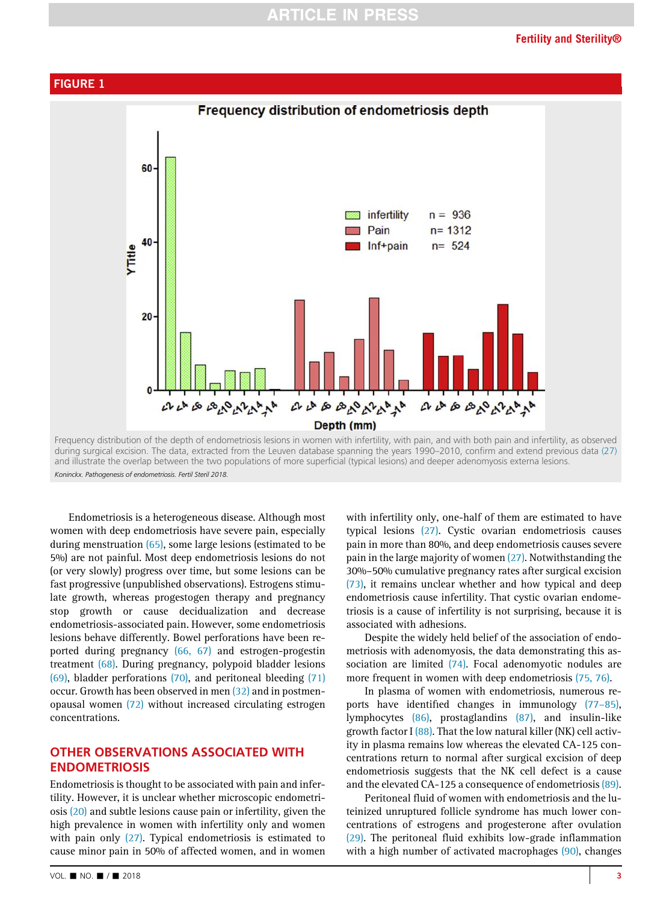## FIGURE 1

Frequency distribution of the depth of endometriosis lesions in women with infertility, with pain, and with both pain and infertility, as observed during surgical excision. The data, extracted from the Leuven database spanning the years 1990–2010, confirm and extend previous data (27) and illustrate the overlap between the two populations of more superficial (typical lesions) and deeper adenomyosis externa lesions.

*Koninckx. Pathogenesis of endometriosis. Fertil Steril 2018.*

Endometriosis is a heterogeneous disease. Although most women with deep endometriosis have severe pain, especially during menstruation (65), some large lesions (estimated to be 5%) are not painful. Most deep endometriosis lesions do not (or very slowly) progress over time, but some lesions can be fast progressive (unpublished observations). Estrogens stimulate growth, whereas progestogen therapy and pregnancy stop growth or cause decidualization and decrease endometriosis-associated pain. However, some endometriosis lesions behave differently. Bowel perforations have been reported during pregnancy (66, 67) and estrogen-progestin treatment (68). During pregnancy, polypoid bladder lesions (69), bladder perforations (70), and peritoneal bleeding (71) occur. Growth has been observed in men (32) and in postmenopausal women (72) without increased circulating estrogen concentrations.

## OTHER OBSERVATIONS ASSOCIATED WITH ENDOMETRIOSIS

Endometriosis is thought to be associated with pain and infertility. However, it is unclear whether microscopic endometriosis (20) and subtle lesions cause pain or infertility, given the high prevalence in women with infertility only and women with pain only (27). Typical endometriosis is estimated to cause minor pain in 50% of affected women, and in women with infertility only, one-half of them are estimated to have typical lesions (27). Cystic ovarian endometriosis causes pain in more than 80%, and deep endometriosis causes severe pain in the large majority of women (27). Notwithstanding the 30%–50% cumulative pregnancy rates after surgical excision (73), it remains unclear whether and how typical and deep endometriosis cause infertility. That cystic ovarian endometriosis is a cause of infertility is not surprising, because it is associated with adhesions.

Despite the widely held belief of the association of endometriosis with adenomyosis, the data demonstrating this association are limited (74). Focal adenomyotic nodules are more frequent in women with deep endometriosis (75, 76).

In plasma of women with endometriosis, numerous reports have identified changes in immunology (77–85), lymphocytes (86), prostaglandins (87), and insulin-like growth factor I (88). That the low natural killer (NK) cell activity in plasma remains low whereas the elevated CA-125 concentrations return to normal after surgical excision of deep endometriosis suggests that the NK cell defect is a cause and the elevated CA-125 a consequence of endometriosis (89).

Peritoneal fluid of women with endometriosis and the luteinized unruptured follicle syndrome has much lower concentrations of estrogens and progesterone after ovulation (29). The peritoneal fluid exhibits low-grade inflammation with a high number of activated macrophages (90), changes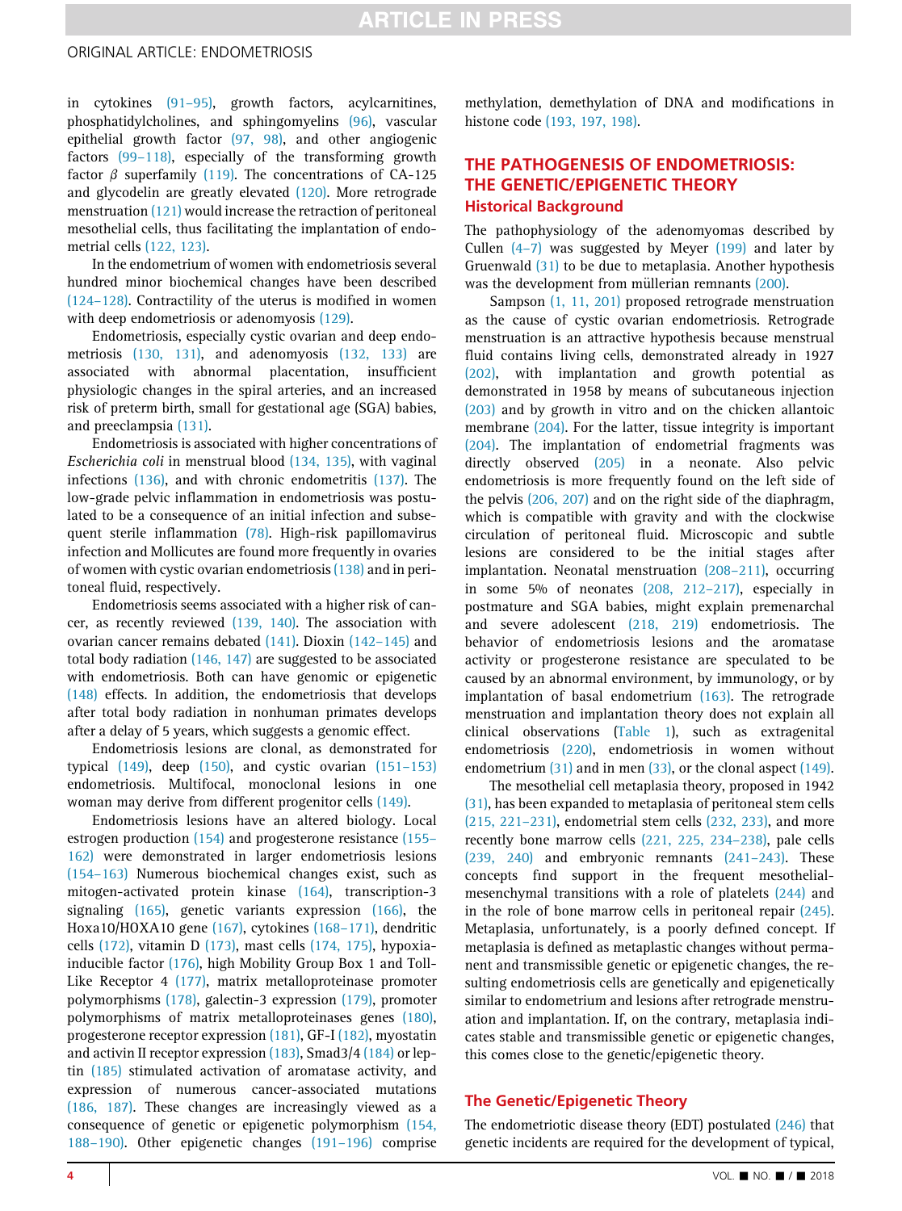in cytokines (91–95), growth factors, acylcarnitines, phosphatidylcholines, and sphingomyelins (96), vascular epithelial growth factor (97, 98), and other angiogenic factors (99–118), especially of the transforming growth factor β superfamily (119). The concentrations of CA-125 and glycodelin are greatly elevated (120). More retrograde menstruation (121) would increase the retraction of peritoneal mesothelial cells, thus facilitating the implantation of endometrial cells (122, 123).

In the endometrium of women with endometriosis several hundred minor biochemical changes have been described (124–128). Contractility of the uterus is modified in women with deep endometriosis or adenomyosis (129).

Endometriosis, especially cystic ovarian and deep endometriosis (130, 131), and adenomyosis (132, 133) are associated with abnormal placentation, insufficient physiologic changes in the spiral arteries, and an increased risk of preterm birth, small for gestational age (SGA) babies, and preeclampsia (131).

Endometriosis is associated with higher concentrations of *Escherichia coli* in menstrual blood (134, 135), with vaginal infections (136), and with chronic endometritis (137). The low-grade pelvic inflammation in endometriosis was postulated to be a consequence of an initial infection and subsequent sterile inflammation (78). High-risk papillomavirus infection and Mollicutes are found more frequently in ovaries of women with cystic ovarian endometriosis (138) and in peritoneal fluid, respectively.

Endometriosis seems associated with a higher risk of cancer, as recently reviewed (139, 140). The association with ovarian cancer remains debated (141). Dioxin (142–145) and total body radiation (146, 147) are suggested to be associated with endometriosis. Both can have genomic or epigenetic (148) effects. In addition, the endometriosis that develops after total body radiation in nonhuman primates develops after a delay of 5 years, which suggests a genomic effect.

Endometriosis lesions are clonal, as demonstrated for typical (149), deep (150), and cystic ovarian (151–153) endometriosis. Multifocal, monoclonal lesions in one woman may derive from different progenitor cells (149).

Endometriosis lesions have an altered biology. Local estrogen production (154) and progesterone resistance (155–162) were demonstrated in larger endometriosis lesions (154–163) Numerous biochemical changes exist, such as mitogen-activated protein kinase (164), transcription-3 signaling (165), genetic variants expression (166), the Hoxa10/HOXA10 gene (167), cytokines (168–171), dendritic cells (172), vitamin D (173), mast cells (174, 175), hypoxia-inducible factor (176), high Mobility Group Box 1 and Toll-Like Receptor 4 (177), matrix metalloproteinase promoter polymorphisms (178), galectin-3 expression (179), promoter polymorphisms of matrix metalloproteinases genes (180), progesterone receptor expression (181), GF-I (182), myostatin and activin II receptor expression (183), Smad3/4 (184) or leptin (185) stimulated activation of aromatase activity, and expression of numerous cancer-associated mutations (186, 187). These changes are increasingly viewed as a consequence of genetic or epigenetic polymorphism (154, 188–190). Other epigenetic changes (191–196) comprise methylation, demethylation of DNA and modifications in histone code (193, 197, 198).

## THE PATHOGENESIS OF ENDOMETRIOSIS: THE GENETIC/EPIGENETIC THEORY

### Historical Background

The pathophysiology of the adenomyomas described by Cullen (4–7) was suggested by Meyer (199) and later by Gruenwald (31) to be due to metaplasia. Another hypothesis was the development from müllerian remnants (200).

Sampson (1, 11, 201) proposed retrograde menstruation as the cause of cystic ovarian endometriosis. Retrograde menstruation is an attractive hypothesis because menstrual fluid contains living cells, demonstrated already in 1927 (202), with implantation and growth potential as demonstrated in 1958 by means of subcutaneous injection (203) and by growth in vitro and on the chicken allantoic membrane (204). For the latter, tissue integrity is important (204). The implantation of endometrial fragments was directly observed (205) in a neonate. Also pelvic endometriosis is more frequently found on the left side of the pelvis (206, 207) and on the right side of the diaphragm, which is compatible with gravity and with the clockwise circulation of peritoneal fluid. Microscopic and subtle lesions are considered to be the initial stages after implantation. Neonatal menstruation (208–211), occurring in some 5% of neonates (208, 212–217), especially in postmature and SGA babies, might explain premenarchal and severe adolescent (218, 219) endometriosis. The behavior of endometriosis lesions and the aromatase activity or progesterone resistance are speculated to be caused by an abnormal environment, by immunology, or by implantation of basal endometrium (163). The retrograde menstruation and implantation theory does not explain all clinical observations (Table 1), such as extragenital endometriosis (220), endometriosis in women without endometrium (31) and in men (33), or the clonal aspect (149).

The mesothelial cell metaplasia theory, proposed in 1942 (31), has been expanded to metaplasia of peritoneal stem cells (215, 221–231), endometrial stem cells (232, 233), and more recently bone marrow cells (221, 225, 234–238), pale cells (239, 240) and embryonic remnants (241–243). These concepts find support in the frequent mesothelial-mesenchymal transitions with a role of platelets (244) and in the role of bone marrow cells in peritoneal repair (245). Metaplasia, unfortunately, is a poorly defined concept. If metaplasia is defined as metaplastic changes without permanent and transmissible genetic or epigenetic changes, the resulting endometriosis cells are genetically and epigenetically similar to endometrium and lesions after retrograde menstruation and implantation. If, on the contrary, metaplasia indicates stable and transmissible genetic or epigenetic changes, this comes close to the genetic/epigenetic theory.

### The Genetic/Epigenetic Theory

The endometriotic disease theory (EDT) postulated (246) that genetic incidents are required for the development of typical,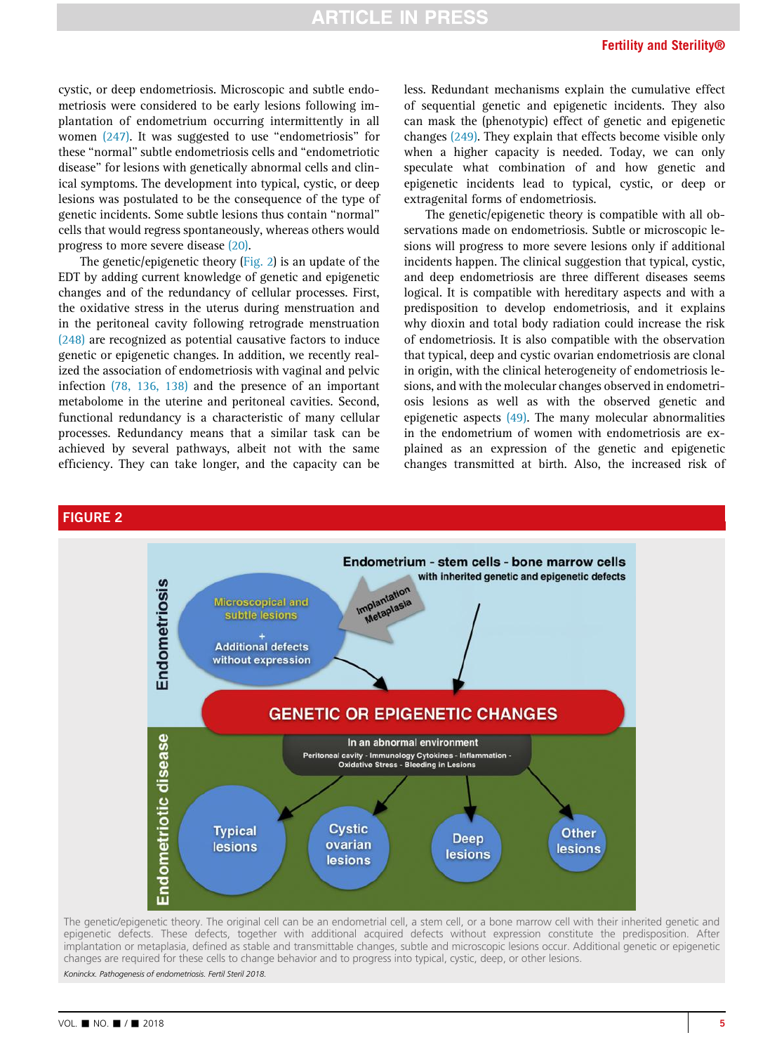cystic, or deep endometriosis. Microscopic and subtle endometriosis were considered to be early lesions following implantation of endometrium occurring intermittently in all women (247). It was suggested to use "endometriosis" for these "normal" subtle endometriosis cells and "endometriotic disease" for lesions with genetically abnormal cells and clinical symptoms. The development into typical, cystic, or deep lesions was postulated to be the consequence of the type of genetic incidents. Some subtle lesions thus contain "normal" cells that would regress spontaneously, whereas others would progress to more severe disease (20).

The genetic/epigenetic theory (Fig. 2) is an update of the EDT by adding current knowledge of genetic and epigenetic changes and of the redundancy of cellular processes. First, the oxidative stress in the uterus during menstruation and in the peritoneal cavity following retrograde menstruation (248) are recognized as potential causative factors to induce genetic or epigenetic changes. In addition, we recently realized the association of endometriosis with vaginal and pelvic infection (78, 136, 138) and the presence of an important metabolome in the uterine and peritoneal cavities. Second, functional redundancy is a characteristic of many cellular processes. Redundancy means that a similar task can be achieved by several pathways, albeit not with the same efficiency. They can take longer, and the capacity can be less. Redundant mechanisms explain the cumulative effect of sequential genetic and epigenetic incidents. They also can mask the (phenotypic) effect of genetic and epigenetic changes (249). They explain that effects become visible only when a higher capacity is needed. Today, we can only speculate what combination of and how genetic and epigenetic incidents lead to typical, cystic, or deep or extragenital forms of endometriosis.

The genetic/epigenetic theory is compatible with all observations made on endometriosis. Subtle or microscopic lesions will progress to more severe lesions only if additional incidents happen. The clinical suggestion that typical, cystic, and deep endometriosis are three different diseases seems logical. It is compatible with hereditary aspects and with a predisposition to develop endometriosis, and it explains why dioxin and total body radiation could increase the risk of endometriosis. It is also compatible with the observation that typical, deep and cystic ovarian endometriosis are clonal in origin, with the clinical heterogeneity of endometriosis lesions, and with the molecular changes observed in endometriosis lesions as well as with the observed genetic and epigenetic aspects (49). The many molecular abnormalities in the endometrium of women with endometriosis are explained as an expression of the genetic and epigenetic changes transmitted at birth. Also, the increased risk of

## FIGURE 2

Endometriosis

Endometrium - stem cells - bone marrow cells

with inherited genetic and epigenetic defects

Implantation Metaplasia

Microscopical and subtle lesions

+

Additional defects without expression

GENETIC OR EPIGENETIC CHANGES

In an abnormal environment

Peritoneal cavity - Immunology Cytokines - Inflammation - Oxidative Stress - Bleeding in Lesions

Endometriotic disease

Typical lesions

Cystic ovarian lesions

Deep lesions

Other lesions

The genetic/epigenetic theory. The original cell can be an endometrial cell, a stem cell, or a bone marrow cell with their inherited genetic and epigenetic defects. These defects, together with additional acquired defects without expression constitute the predisposition. After implantation or metaplasia, defined as stable and transmittable changes, subtle and microscopic lesions occur. Additional genetic or epigenetic changes are required for these cells to change behavior and to progress into typical, cystic, deep, or other lesions.

*Koninckx. Pathogenesis of endometriosis. Fertil Steril 2018.*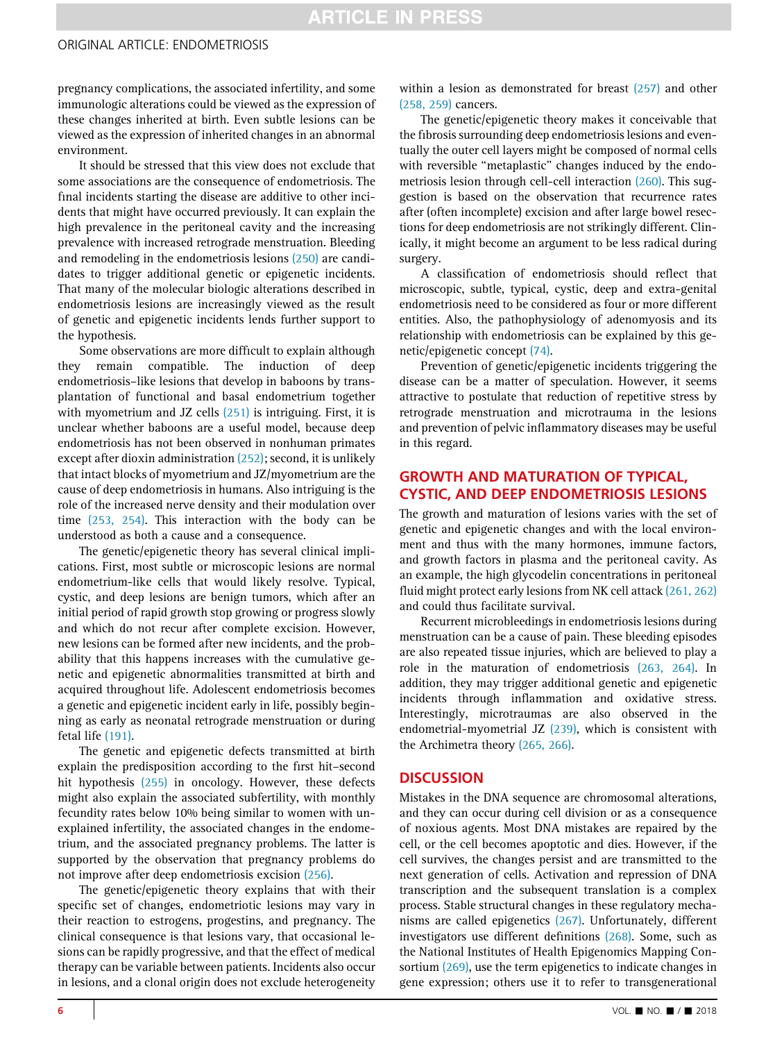pregnancy complications, the associated infertility, and some immunologic alterations could be viewed as the expression of these changes inherited at birth. Even subtle lesions can be viewed as the expression of inherited changes in an abnormal environment.

It should be stressed that this view does not exclude that some associations are the consequence of endometriosis. The final incidents starting the disease are additive to other incidents that might have occurred previously. It can explain the high prevalence in the peritoneal cavity and the increasing prevalence with increased retrograde menstruation. Bleeding and remodeling in the endometriosis lesions (250) are candidates to trigger additional genetic or epigenetic incidents. That many of the molecular biologic alterations described in endometriosis lesions are increasingly viewed as the result of genetic and epigenetic incidents lends further support to the hypothesis.

Some observations are more difficult to explain although they remain compatible. The induction of deep endometriosis–like lesions that develop in baboons by transplantation of functional and basal endometrium together with myometrium and JZ cells (251) is intriguing. First, it is unclear whether baboons are a useful model, because deep endometriosis has not been observed in nonhuman primates except after dioxin administration (252); second, it is unlikely that intact blocks of myometrium and JZ/myometrium are the cause of deep endometriosis in humans. Also intriguing is the role of the increased nerve density and their modulation over time (253, 254). This interaction with the body can be understood as both a cause and a consequence.

The genetic/epigenetic theory has several clinical implications. First, most subtle or microscopic lesions are normal endometrium-like cells that would likely resolve. Typical, cystic, and deep lesions are benign tumors, which after an initial period of rapid growth stop growing or progress slowly and which do not recur after complete excision. However, new lesions can be formed after new incidents, and the probability that this happens increases with the cumulative genetic and epigenetic abnormalities transmitted at birth and acquired throughout life. Adolescent endometriosis becomes a genetic and epigenetic incident early in life, possibly beginning as early as neonatal retrograde menstruation or during fetal life (191).

The genetic and epigenetic defects transmitted at birth explain the predisposition according to the first hit–second hit hypothesis (255) in oncology. However, these defects might also explain the associated subfertility, with monthly fecundity rates below 10% being similar to women with unexplained infertility, the associated changes in the endometrium, and the associated pregnancy problems. The latter is supported by the observation that pregnancy problems do not improve after deep endometriosis excision (256).

The genetic/epigenetic theory explains that with their specific set of changes, endometriotic lesions may vary in their reaction to estrogens, progestins, and pregnancy. The clinical consequence is that lesions vary, that occasional lesions can be rapidly progressive, and that the effect of medical therapy can be variable between patients. Incidents also occur in lesions, and a clonal origin does not exclude heterogeneity within a lesion as demonstrated for breast (257) and other (258, 259) cancers.

The genetic/epigenetic theory makes it conceivable that the fibrosis surrounding deep endometriosis lesions and eventually the outer cell layers might be composed of normal cells with reversible "metaplastic" changes induced by the endometriosis lesion through cell-cell interaction (260). This suggestion is based on the observation that recurrence rates after (often incomplete) excision and after large bowel resections for deep endometriosis are not strikingly different. Clinically, it might become an argument to be less radical during surgery.

A classification of endometriosis should reflect that microscopic, subtle, typical, cystic, deep and extra-genital endometriosis need to be considered as four or more different entities. Also, the pathophysiology of adenomyosis and its relationship with endometriosis can be explained by this genetic/epigenetic concept (74).

Prevention of genetic/epigenetic incidents triggering the disease can be a matter of speculation. However, it seems attractive to postulate that reduction of repetitive stress by retrograde menstruation and microtrauma in the lesions and prevention of pelvic inflammatory diseases may be useful in this regard.

## GROWTH AND MATURATION OF TYPICAL, CYSTIC, AND DEEP ENDOMETRIOSIS LESIONS

The growth and maturation of lesions varies with the set of genetic and epigenetic changes and with the local environment and thus with the many hormones, immune factors, and growth factors in plasma and the peritoneal cavity. As an example, the high glycodelin concentrations in peritoneal fluid might protect early lesions from NK cell attack (261, 262) and could thus facilitate survival.

Recurrent microbleedings in endometriosis lesions during menstruation can be a cause of pain. These bleeding episodes are also repeated tissue injuries, which are believed to play a role in the maturation of endometriosis (263, 264). In addition, they may trigger additional genetic and epigenetic incidents through inflammation and oxidative stress. Interestingly, microtraumas are also observed in the endometrial-myometrial JZ (239), which is consistent with the Archimetra theory (265, 266).

## DISCUSSION

Mistakes in the DNA sequence are chromosomal alterations, and they can occur during cell division or as a consequence of noxious agents. Most DNA mistakes are repaired by the cell, or the cell becomes apoptotic and dies. However, if the cell survives, the changes persist and are transmitted to the next generation of cells. Activation and repression of DNA transcription and the subsequent translation is a complex process. Stable structural changes in these regulatory mechanisms are called epigenetics (267). Unfortunately, different investigators use different definitions (268). Some, such as the National Institutes of Health Epigenomics Mapping Consortium (269), use the term epigenetics to indicate changes in gene expression; others use it to refer to transgenerational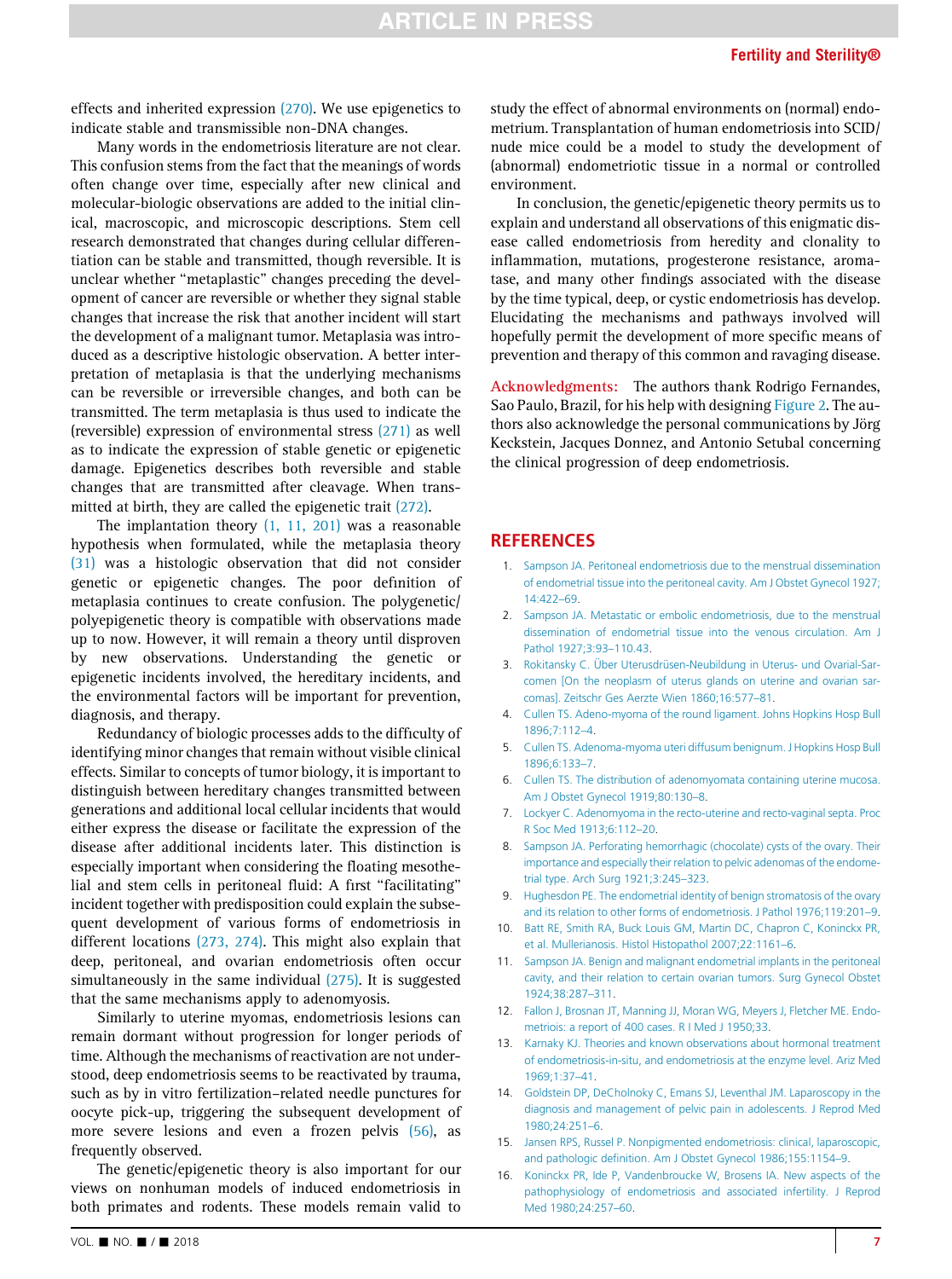effects and inherited expression (270). We use epigenetics to indicate stable and transmissible non-DNA changes.

Many words in the endometriosis literature are not clear. This confusion stems from the fact that the meanings of words often change over time, especially after new clinical and molecular-biologic observations are added to the initial clinical, macroscopic, and microscopic descriptions. Stem cell research demonstrated that changes during cellular differentiation can be stable and transmitted, though reversible. It is unclear whether "metaplastic" changes preceding the development of cancer are reversible or whether they signal stable changes that increase the risk that another incident will start the development of a malignant tumor. Metaplasia was introduced as a descriptive histologic observation. A better interpretation of metaplasia is that the underlying mechanisms can be reversible or irreversible changes, and both can be transmitted. The term metaplasia is thus used to indicate the (reversible) expression of environmental stress (271) as well as to indicate the expression of stable genetic or epigenetic damage. Epigenetics describes both reversible and stable changes that are transmitted after cleavage. When transmitted at birth, they are called the epigenetic trait (272).

The implantation theory (1, 11, 201) was a reasonable hypothesis when formulated, while the metaplasia theory (31) was a histologic observation that did not consider genetic or epigenetic changes. The poor definition of metaplasia continues to create confusion. The polygenetic/polyepigenetic theory is compatible with observations made up to now. However, it will remain a theory until disproven by new observations. Understanding the genetic or epigenetic incidents involved, the hereditary incidents, and the environmental factors will be important for prevention, diagnosis, and therapy.

Redundancy of biologic processes adds to the difficulty of identifying minor changes that remain without visible clinical effects. Similar to concepts of tumor biology, it is important to distinguish between hereditary changes transmitted between generations and additional local cellular incidents that would either express the disease or facilitate the expression of the disease after additional incidents later. This distinction is especially important when considering the floating mesothelial and stem cells in peritoneal fluid: A first "facilitating" incident together with predisposition could explain the subsequent development of various forms of endometriosis in different locations (273, 274). This might also explain that deep, peritoneal, and ovarian endometriosis often occur simultaneously in the same individual (275). It is suggested that the same mechanisms apply to adenomyosis.

Similarly to uterine myomas, endometriosis lesions can remain dormant without progression for longer periods of time. Although the mechanisms of reactivation are not understood, deep endometriosis seems to be reactivated by trauma, such as by in vitro fertilization–related needle punctures for oocyte pick-up, triggering the subsequent development of more severe lesions and even a frozen pelvis (56), as frequently observed.

The genetic/epigenetic theory is also important for our views on nonhuman models of induced endometriosis in both primates and rodents. These models remain valid to study the effect of abnormal environments on (normal) endometrium. Transplantation of human endometriosis into SCID/nude mice could be a model to study the development of (abnormal) endometriotic tissue in a normal or controlled environment.

In conclusion, the genetic/epigenetic theory permits us to explain and understand all observations of this enigmatic disease called endometriosis from heredity and clonality to inflammation, mutations, progesterone resistance, aromatase, and many other findings associated with the disease by the time typical, deep, or cystic endometriosis has develop. Elucidating the mechanisms and pathways involved will hopefully permit the development of more specific means of prevention and therapy of this common and ravaging disease.

**Acknowledgments:** The authors thank Rodrigo Fernandes, Sao Paulo, Brazil, for his help with designing Figure 2. The authors also acknowledge the personal communications by Jörg Keckstein, Jacques Donnez, and Antonio Setubal concerning the clinical progression of deep endometriosis.

## REFERENCES

1. Sampson JA. Peritoneal endometriosis due to the menstrual dissemination of endometrial tissue into the peritoneal cavity. Am J Obstet Gynecol 1927;14:422–69.
2. Sampson JA. Metastatic or embolic endometriosis, due to the menstrual dissemination of endometrial tissue into the venous circulation. Am J Pathol 1927;3:93–110.43.
3. Rokitansky C. Über Uterusdrüsen-Neubildung in Uterus- und Ovarial-Sarcomen [On the neoplasm of uterus glands on uterine and ovarian sarcomas]. Zeitschr Ges Aerzte Wien 1860;16:577–81.
4. Cullen TS. Adeno-myoma of the round ligament. Johns Hopkins Hosp Bull 1896;7:112–4.
5. Cullen TS. Adenoma-myoma uteri diffusum benignum. J Hopkins Hosp Bull 1896;6:133–7.
6. Cullen TS. The distribution of adenomyomata containing uterine mucosa. Am J Obstet Gynecol 1919;80:130–8.
7. Lockyer C. Adenomyoma in the recto-uterine and recto-vaginal septa. Proc R Soc Med 1913;6:112–20.
8. Sampson JA. Perforating hemorrhagic (chocolate) cysts of the ovary. Their importance and especially their relation to pelvic adenomas of the endometrial type. Arch Surg 1921;3:245–323.
9. Hughesdon PE. The endometrial identity of benign stromatosis of the ovary and its relation to other forms of endometriosis. J Pathol 1976;119:201–9.
10. Batt RE, Smith RA, Buck Louis GM, Martin DC, Chapron C, Koninckx PR, et al. Mullerianosis. Histol Histopathol 2007;22:1161–6.
11. Sampson JA. Benign and malignant endometrial implants in the peritoneal cavity, and their relation to certain ovarian tumors. Surg Gynecol Obstet 1924;38:287–311.
12. Fallon J, Brosnan JT, Manning JJ, Moran WG, Meyers J, Fletcher ME. Endometriois: a report of 400 cases. R I Med J 1950;33.
13. Karnaky KJ. Theories and known observations about hormonal treatment of endometriosis-in-situ, and endometriosis at the enzyme level. Ariz Med 1969;1:37–41.
14. Goldstein DP, DeCholnoky C, Emans SJ, Leventhal JM. Laparoscopy in the diagnosis and management of pelvic pain in adolescents. J Reprod Med 1980;24:251–6.
15. Jansen RPS, Russel P. Nonpigmented endometriosis: clinical, laparoscopic, and pathologic definition. Am J Obstet Gynecol 1986;155:1154–9.
16. Koninckx PR, Ide P, Vandenbroucke W, Brosens IA. New aspects of the pathophysiology of endometriosis and associated infertility. J Reprod Med 1980;24:257–60.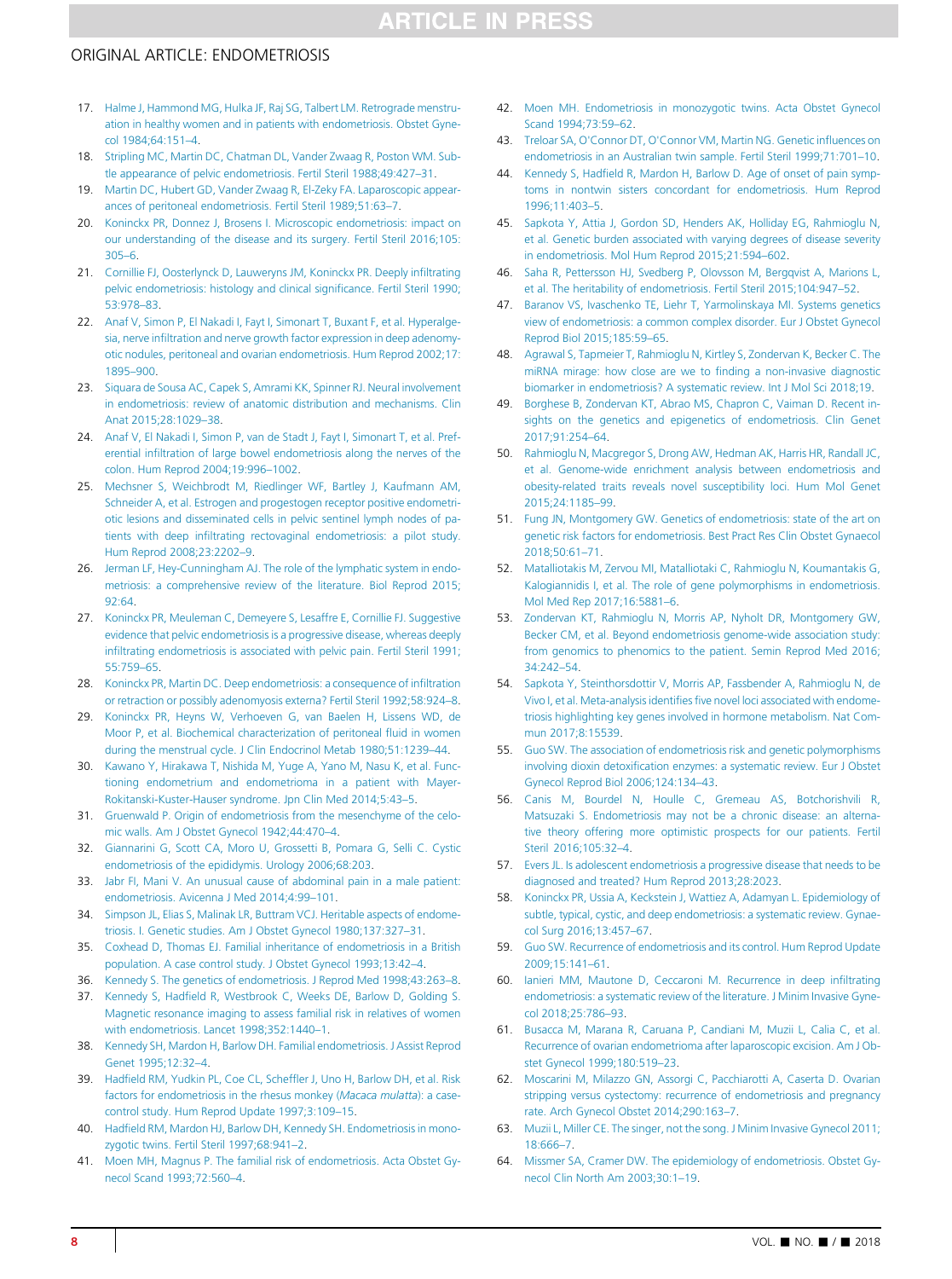17. Halme J, Hammond MG, Hulka JF, Raj SG, Talbert LM. Retrograde menstruation in healthy women and in patients with endometriosis. Obstet Gynecol 1984;64:151–4.
18. Stripling MC, Martin DC, Chatman DL, Vander Zwaag R, Poston WM. Subtle appearance of pelvic endometriosis. Fertil Steril 1988;49:427–31.
19. Martin DC, Hubert GD, Vander Zwaag R, El-Zeky FA. Laparoscopic appearances of peritoneal endometriosis. Fertil Steril 1989;51:63–7.
20. Koninckx PR, Donnez J, Brosens I. Microscopic endometriosis: impact on our understanding of the disease and its surgery. Fertil Steril 2016;105:305–6.
21. Cornillie FJ, Oosterlynck D, Lauweryns JM, Koninckx PR. Deeply infiltrating pelvic endometriosis: histology and clinical significance. Fertil Steril 1990;53:978–83.
22. Anaf V, Simon P, El Nakadi I, Fayt I, Simonart T, Buxant F, et al. Hyperalgesia, nerve infiltration and nerve growth factor expression in deep adenomyotic nodules, peritoneal and ovarian endometriosis. Hum Reprod 2002;17:1895–900.
23. Siquara de Sousa AC, Capek S, Amrami KK, Spinner RJ. Neural involvement in endometriosis: review of anatomic distribution and mechanisms. Clin Anat 2015;28:1029–38.
24. Anaf V, El Nakadi I, Simon P, van de Stadt J, Fayt I, Simonart T, et al. Preferential infiltration of large bowel endometriosis along the nerves of the colon. Hum Reprod 2004;19:996–1002.
25. Mechsner S, Weichbrodt M, Riedlinger WF, Bartley J, Kaufmann AM, Schneider A, et al. Estrogen and progestogen receptor positive endometriotic lesions and disseminated cells in pelvic sentinel lymph nodes of patients with deep infiltrating rectovaginal endometriosis: a pilot study. Hum Reprod 2008;23:2202–9.
26. Jerman LF, Hey-Cunningham AJ. The role of the lymphatic system in endometriosis: a comprehensive review of the literature. Biol Reprod 2015;92:64.
27. Koninckx PR, Meuleman C, Demeyere S, Lesaffre E, Cornillie FJ. Suggestive evidence that pelvic endometriosis is a progressive disease, whereas deeply infiltrating endometriosis is associated with pelvic pain. Fertil Steril 1991;55:759–65.
28. Koninckx PR, Martin DC. Deep endometriosis: a consequence of infiltration or retraction or possibly adenomyosis externa? Fertil Steril 1992;58:924–8.
29. Koninckx PR, Heyns W, Verhoeven G, van Baelen H, Lissens WD, de Moor P, et al. Biochemical characterization of peritoneal fluid in women during the menstrual cycle. J Clin Endocrinol Metab 1980;51:1239–44.
30. Kawano Y, Hirakawa T, Nishida M, Yuge A, Yano M, Nasu K, et al. Functioning endometrium and endometrioma in a patient with Mayer-Rokitanski-Kuster-Hauser syndrome. Jpn Clin Med 2014;5:43–5.
31. Gruenwald P. Origin of endometriosis from the mesenchyme of the celomic walls. Am J Obstet Gynecol 1942;44:470–4.
32. Giannarini G, Scott CA, Moro U, Grossetti B, Pomara G, Selli C. Cystic endometriosis of the epididymis. Urology 2006;68:203.
33. Jabr FI, Mani V. An unusual cause of abdominal pain in a male patient: endometriosis. Avicenna J Med 2014;4:99–101.
34. Simpson JL, Elias S, Malinak LR, Buttram VCJ. Heritable aspects of endometriosis. I. Genetic studies. Am J Obstet Gynecol 1980;137:327–31.
35. Coxhead D, Thomas EJ. Familial inheritance of endometriosis in a British population. A case control study. J Obstet Gynecol 1993;13:42–4.
36. Kennedy S. The genetics of endometriosis. J Reprod Med 1998;43:263–8.
37. Kennedy S, Hadfield R, Westbrook C, Weeks DE, Barlow D, Golding S. Magnetic resonance imaging to assess familial risk in relatives of women with endometriosis. Lancet 1998;352:1440–1.
38. Kennedy SH, Mardon H, Barlow DH. Familial endometriosis. J Assist Reprod Genet 1995;12:32–4.
39. Hadfield RM, Yudkin PL, Coe CL, Scheffler J, Uno H, Barlow DH, et al. Risk factors for endometriosis in the rhesus monkey (*Macaca mulatta*): a case-control study. Hum Reprod Update 1997;3:109–15.
40. Hadfield RM, Mardon HJ, Barlow DH, Kennedy SH. Endometriosis in monozygotic twins. Fertil Steril 1997;68:941–2.
41. Moen MH, Magnus P. The familial risk of endometriosis. Acta Obstet Gynecol Scand 1993;72:560–4.
42. Moen MH. Endometriosis in monozygotic twins. Acta Obstet Gynecol Scand 1994;73:59–62.
43. Treloar SA, O'Connor DT, O'Connor VM, Martin NG. Genetic influences on endometriosis in an Australian twin sample. Fertil Steril 1999;71:701–10.
44. Kennedy S, Hadfield R, Mardon H, Barlow D. Age of onset of pain symptoms in nontwin sisters concordant for endometriosis. Hum Reprod 1996;11:403–5.
45. Sapkota Y, Attia J, Gordon SD, Henders AK, Holliday EG, Rahmioglu N, et al. Genetic burden associated with varying degrees of disease severity in endometriosis. Mol Hum Reprod 2015;21:594–602.
46. Saha R, Pettersson HJ, Svedberg P, Olovsson M, Bergqvist A, Marions L, et al. The heritability of endometriosis. Fertil Steril 2015;104:947–52.
47. Baranov VS, Ivaschenko TE, Liehr T, Yarmolinskaya MI. Systems genetics view of endometriosis: a common complex disorder. Eur J Obstet Gynecol Reprod Biol 2015;185:59–65.
48. Agrawal S, Tapmeier T, Rahmioglu N, Kirtley S, Zondervan K, Becker C. The miRNA mirage: how close are we to finding a non-invasive diagnostic biomarker in endometriosis? A systematic review. Int J Mol Sci 2018;19.
49. Borghese B, Zondervan KT, Abrao MS, Chapron C, Vaiman D. Recent insights on the genetics and epigenetics of endometriosis. Clin Genet 2017;91:254–64.
50. Rahmioglu N, Macgregor S, Drong AW, Hedman AK, Harris HR, Randall JC, et al. Genome-wide enrichment analysis between endometriosis and obesity-related traits reveals novel susceptibility loci. Hum Mol Genet 2015;24:1185–99.
51. Fung JN, Montgomery GW. Genetics of endometriosis: state of the art on genetic risk factors for endometriosis. Best Pract Res Clin Obstet Gynaecol 2018;50:61–71.
52. Matalliotakis M, Zervou MI, Matalliotaki C, Rahmioglu N, Koumantakis G, Kalogiannidis I, et al. The role of gene polymorphisms in endometriosis. Mol Med Rep 2017;16:5881–6.
53. Zondervan KT, Rahmioglu N, Morris AP, Nyholt DR, Montgomery GW, Becker CM, et al. Beyond endometriosis genome-wide association study: from genomics to phenomics to the patient. Semin Reprod Med 2016;34:242–54.
54. Sapkota Y, Steinthorsdottir V, Morris AP, Fassbender A, Rahmioglu N, de Vivo I, et al. Meta-analysis identifies five novel loci associated with endometriosis highlighting key genes involved in hormone metabolism. Nat Commun 2017;8:15539.
55. Guo SW. The association of endometriosis risk and genetic polymorphisms involving dioxin detoxification enzymes: a systematic review. Eur J Obstet Gynecol Reprod Biol 2006;124:134–43.
56. Canis M, Bourdel N, Houlle C, Gremeau AS, Botchorishvili R, Matsuzaki S. Endometriosis may not be a chronic disease: an alternative theory offering more optimistic prospects for our patients. Fertil Steril 2016;105:32–4.
57. Evers JL. Is adolescent endometriosis a progressive disease that needs to be diagnosed and treated? Hum Reprod 2013;28:2023.
58. Koninckx PR, Ussia A, Keckstein J, Wattiez A, Adamyan L. Epidemiology of subtle, typical, cystic, and deep endometriosis: a systematic review. Gynaecol Surg 2016;13:457–67.
59. Guo SW. Recurrence of endometriosis and its control. Hum Reprod Update 2009;15:141–61.
60. Ianieri MM, Mautone D, Ceccaroni M. Recurrence in deep infiltrating endometriosis: a systematic review of the literature. J Minim Invasive Gynecol 2018;25:786–93.
61. Busacca M, Marana R, Caruana P, Candiani M, Muzii L, Calia C, et al. Recurrence of ovarian endometrioma after laparoscopic excision. Am J Obstet Gynecol 1999;180:519–23.
62. Moscarini M, Milazzo GN, Assorgi C, Pacchiarotti A, Caserta D. Ovarian stripping versus cystectomy: recurrence of endometriosis and pregnancy rate. Arch Gynecol Obstet 2014;290:163–7.
63. Muzii L, Miller CE. The singer, not the song. J Minim Invasive Gynecol 2011;18:666–7.
64. Missmer SA, Cramer DW. The epidemiology of endometriosis. Obstet Gynecol Clin North Am 2003;30:1–19.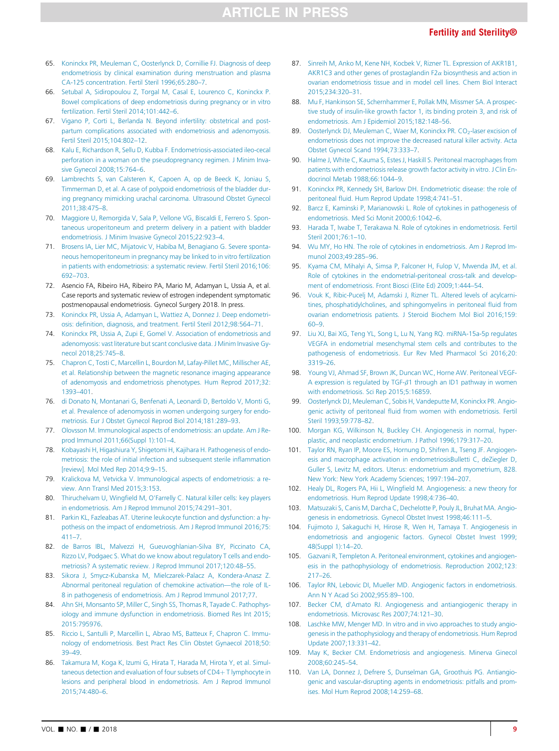65. Koninckx PR, Meuleman C, Oosterlynck D, Cornillie FJ. Diagnosis of deep endometriosis by clinical examination during menstruation and plasma CA-125 concentration. Fertil Steril 1996;65:280–7.
66. Setubal A, Sidiropoulou Z, Torgal M, Casal E, Lourenco C, Koninckx P. Bowel complications of deep endometriosis during pregnancy or in vitro fertilization. Fertil Steril 2014;101:442–6.
67. Vigano P, Corti L, Berlanda N. Beyond infertility: obstetrical and postpartum complications associated with endometriosis and adenomyosis. Fertil Steril 2015;104:802–12.
68. Kalu E, Richardson R, Sellu D, Kubba F. Endometriosis-associated ileo-cecal perforation in a woman on the pseudopregnancy regimen. J Minim Invasive Gynecol 2008;15:764–6.
69. Lambrechts S, van Calsteren K, Capoen A, op de Beeck K, Joniau S, Timmerman D, et al. A case of polypoid endometriosis of the bladder during pregnancy mimicking urachal carcinoma. Ultrasound Obstet Gynecol 2011;38:475–8.
70. Maggiore U, Remorgida V, Sala P, Vellone VG, Biscaldi E, Ferrero S. Spontaneous uroperitoneum and preterm delivery in a patient with bladder endometriosis. J Minim Invasive Gynecol 2015;22:923–4.
71. Brosens IA, Lier MC, Mijatovic V, Habiba M, Benagiano G. Severe spontaneous hemoperitoneum in pregnancy may be linked to in vitro fertilization in patients with endometriosis: a systematic review. Fertil Steril 2016;106:692–703.
72. Asencio FA, Ribeiro HA, Ribeiro PA, Mario M, Adamyan L, Ussia A, et al. Case reports and systematic review of estrogen independent symptomatic postmenopausal endometriosis. Gynecol Surgery 2018. In press.
73. Koninckx PR, Ussia A, Adamyan L, Wattiez A, Donnez J. Deep endometriosis: definition, diagnosis, and treatment. Fertil Steril 2012;98:564–71.
74. Koninckx PR, Ussia A, Zupi E, Gomel V. Association of endometriosis and adenomyosis: vast literature but scant conclusive data. J Minim Invasive Gynecol 2018;25:745–8.
75. Chapron C, Tosti C, Marcellin L, Bourdon M, Lafay-Pillet MC, Millischer AE, et al. Relationship between the magnetic resonance imaging appearance of adenomyosis and endometriosis phenotypes. Hum Reprod 2017;32:1393–401.
76. di Donato N, Montanari G, Benfenati A, Leonardi D, Bertoldo V, Monti G, et al. Prevalence of adenomyosis in women undergoing surgery for endometriosis. Eur J Obstet Gynecol Reprod Biol 2014;181:289–93.
77. Olovsson M. Immunological aspects of endometriosis: an update. Am J Reprod Immunol 2011;66(Suppl 1):101–4.
78. Kobayashi H, Higashiura Y, Shigetomi H, Kajihara H. Pathogenesis of endometriosis: the role of initial infection and subsequent sterile inflammation [review]. Mol Med Rep 2014;9:9–15.
79. Kralickova M, Vetvicka V. Immunological aspects of endometriosis: a review. Ann Transl Med 2015;3:153.
80. Thiruchelvam U, Wingfield M, O'Farrelly C. Natural killer cells: key players in endometriosis. Am J Reprod Immunol 2015;74:291–301.
81. Parkin KL, Fazleabas AT. Uterine leukocyte function and dysfunction: a hypothesis on the impact of endometriosis. Am J Reprod Immunol 2016;75:411–7.
82. de Barros IBL, Malvezzi H, Gueuvoghlanian-Silva BY, Piccinato CA, Rizzo LV, Podgaec S. What do we know about regulatory T cells and endometriosis? A systematic review. J Reprod Immunol 2017;120:48–55.
83. Sikora J, Smycz-Kubanska M, Mielczarek-Palacz A, Kondera-Anasz Z. Abnormal peritoneal regulation of chemokine activation—the role of IL-8 in pathogenesis of endometriosis. Am J Reprod Immunol 2017;77.
84. Ahn SH, Monsanto SP, Miller C, Singh SS, Thomas R, Tayade C. Pathophysiology and immune dysfunction in endometriosis. Biomed Res Int 2015;2015:795976.
85. Riccio L, Santulli P, Marcellin L, Abrao MS, Batteux F, Chapron C. Immunology of endometriosis. Best Pract Res Clin Obstet Gynaecol 2018;50:39–49.
86. Takamura M, Koga K, Izumi G, Hirata T, Harada M, Hirota Y, et al. Simultaneous detection and evaluation of four subsets of CD4+ T lymphocyte in lesions and peripheral blood in endometriosis. Am J Reprod Immunol 2015;74:480–6.
87. Sinreih M, Anko M, Kene NH, Kocbek V, Rizner TL. Expression of AKR1B1, AKR1C3 and other genes of prostaglandin F2$\alpha$ biosynthesis and action in ovarian endometriosis tissue and in model cell lines. Chem Biol Interact 2015;234:320–31.
88. Mu F, Hankinson SE, Schernhammer E, Pollak MN, Missmer SA. A prospective study of insulin-like growth factor 1, its binding protein 3, and risk of endometriosis. Am J Epidemiol 2015;182:148–56.
89. Oosterlynck DJ, Meuleman C, Waer M, Koninckx PR. $CO_2$-laser excision of endometriosis does not improve the decreased natural killer activity. Acta Obstet Gynecol Scand 1994;73:333–7.
90. Halme J, White C, Kauma S, Estes J, Haskill S. Peritoneal macrophages from patients with endometriosis release growth factor activity in vitro. J Clin Endocrinol Metab 1988;66:1044–9.
91. Koninckx PR, Kennedy SH, Barlow DH. Endometriotic disease: the role of peritoneal fluid. Hum Reprod Update 1998;4:741–51.
92. Barcz E, Kaminski P, Marianowski L. Role of cytokines in pathogenesis of endometriosis. Med Sci Monit 2000;6:1042–6.
93. Harada T, Iwabe T, Terakawa N. Role of cytokines in endometriosis. Fertil Steril 2001;76:1–10.
94. Wu MY, Ho HN. The role of cytokines in endometriosis. Am J Reprod Immunol 2003;49:285–96.
95. Kyama CM, Mihalyi A, Simsa P, Falconer H, Fulop V, Mwenda JM, et al. Role of cytokines in the endometrial-peritoneal cross-talk and development of endometriosis. Front Biosci (Elite Ed) 2009;1:444–54.
96. Vouk K, Ribic-Pucelj M, Adamski J, Rizner TL. Altered levels of acylcarnitines, phosphatidylcholines, and sphingomyelins in peritoneal fluid from ovarian endometriosis patients. J Steroid Biochem Mol Biol 2016;159:60–9.
97. Liu XJ, Bai XG, Teng YL, Song L, Lu N, Yang RQ. miRNA-15a-5p regulates VEGFA in endometrial mesenchymal stem cells and contributes to the pathogenesis of endometriosis. Eur Rev Med Pharmacol Sci 2016;20:3319–26.
98. Young VJ, Ahmad SF, Brown JK, Duncan WC, Horne AW. Peritoneal VEGF-A expression is regulated by TGF-$\beta$1 through an ID1 pathway in women with endometriosis. Sci Rep 2015;5:16859.
99. Oosterlynck DJ, Meuleman C, Sobis H, Vandeputte M, Koninckx PR. Angiogenic activity of peritoneal fluid from women with endometriosis. Fertil Steril 1993;59:778–82.
100. Morgan KG, Wilkinson N, Buckley CH. Angiogenesis in normal, hyperplastic, and neoplastic endometrium. J Pathol 1996;179:317–20.
101. Taylor RN, Ryan IP, Moore ES, Hornung D, Shifren JL, Tseng JF. Angiogenesis and macrophage activation in endometriosisBulletti C, deZiegler D, Guller S, Levitz M, editors. Uterus: endometrium and myometrium, 828. New York: New York Academy Sciences; 1997:194–207.
102. Healy DL, Rogers PA, Hii L, Wingfield M. Angiogenesis: a new theory for endometriosis. Hum Reprod Update 1998;4:736–40.
103. Matsuzaki S, Canis M, Darcha C, Dechelotte P, Pouly JL, Bruhat MA. Angiogenesis in endometriosis. Gynecol Obstet Invest 1998;46:111–5.
104. Fujimoto J, Sakaguchi H, Hirose R, Wen H, Tamaya T. Angiogenesis in endometriosis and angiogenic factors. Gynecol Obstet Invest 1999;48(Suppl 1):14–20.
105. Gazvani R, Templeton A. Peritoneal environment, cytokines and angiogenesis in the pathophysiology of endometriosis. Reproduction 2002;123:217–26.
106. Taylor RN, Lebovic DI, Mueller MD. Angiogenic factors in endometriosis. Ann N Y Acad Sci 2002;955:89–100.
107. Becker CM, d'Amato RJ. Angiogenesis and antiangiogenic therapy in endometriosis. Microvasc Res 2007;74:121–30.
108. Laschke MW, Menger MD. In vitro and in vivo approaches to study angiogenesis in the pathophysiology and therapy of endometriosis. Hum Reprod Update 2007;13:331–42.
109. May K, Becker CM. Endometriosis and angiogenesis. Minerva Ginecol 2008;60:245–54.
110. Van LA, Donnez J, Defrere S, Dunselman GA, Groothuis PG. Antiangiogenic and vascular-disrupting agents in endometriosis: pitfalls and promises. Mol Hum Reprod 2008;14:259–68.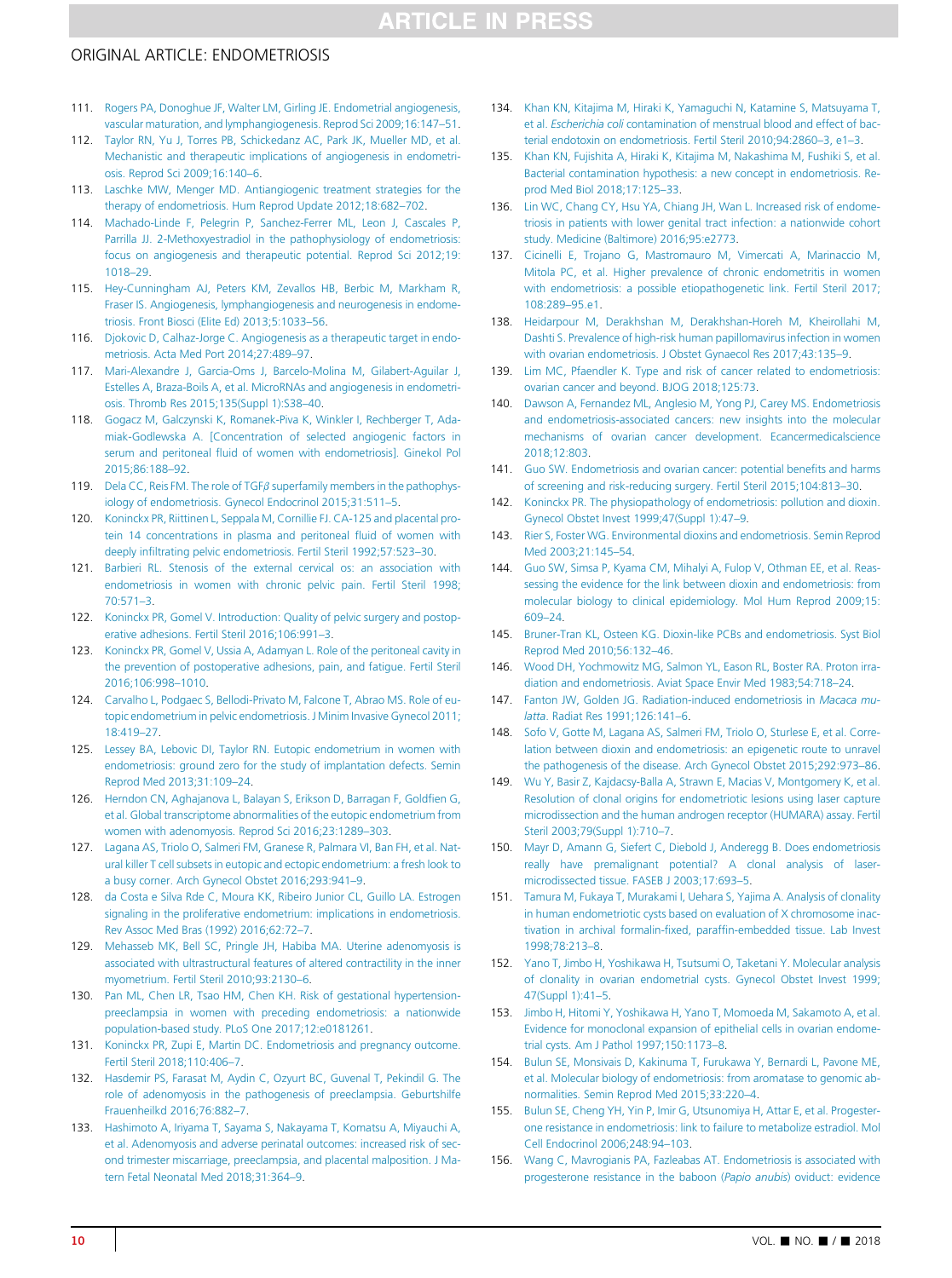111. Rogers PA, Donoghue JF, Walter LM, Girling JE. Endometrial angiogenesis, vascular maturation, and lymphangiogenesis. Reprod Sci 2009;16:147–51.
112. Taylor RN, Yu J, Torres PB, Schickedanz AC, Park JK, Mueller MD, et al. Mechanistic and therapeutic implications of angiogenesis in endometriosis. Reprod Sci 2009;16:140–6.
113. Laschke MW, Menger MD. Antiangiogenic treatment strategies for the therapy of endometriosis. Hum Reprod Update 2012;18:682–702.
114. Machado-Linde F, Pelegrin P, Sanchez-Ferrer ML, Leon J, Cascales P, Parrilla JJ. 2-Methoxyestradiol in the pathophysiology of endometriosis: focus on angiogenesis and therapeutic potential. Reprod Sci 2012;19:1018–29.
115. Hey-Cunningham AJ, Peters KM, Zevallos HB, Berbic M, Markham R, Fraser IS. Angiogenesis, lymphangiogenesis and neurogenesis in endometriosis. Front Biosci (Elite Ed) 2013;5:1033–56.
116. Djokovic D, Calhaz-Jorge C. Angiogenesis as a therapeutic target in endometriosis. Acta Med Port 2014;27:489–97.
117. Mari-Alexandre J, Garcia-Oms J, Barcelo-Molina M, Gilabert-Aguilar J, Estelles A, Braza-Boils A, et al. MicroRNAs and angiogenesis in endometriosis. Thromb Res 2015;135(Suppl 1):S38–40.
118. Gogacz M, Galczynski K, Romanek-Piva K, Winkler I, Rechberger T, Adamiak-Godlewska A. [Concentration of selected angiogenic factors in serum and peritoneal fluid of women with endometriosis]. Ginekol Pol 2015;86:188–92.
119. Dela CC, Reis FM. The role of TGF$\beta$ superfamily members in the pathophysiology of endometriosis. Gynecol Endocrinol 2015;31:511–5.
120. Koninckx PR, Riittinen L, Seppala M, Cornillie FJ. CA-125 and placental protein 14 concentrations in plasma and peritoneal fluid of women with deeply infiltrating pelvic endometriosis. Fertil Steril 1992;57:523–30.
121. Barbieri RL. Stenosis of the external cervical os: an association with endometriosis in women with chronic pelvic pain. Fertil Steril 1998;70:571–3.
122. Koninckx PR, Gomel V. Introduction: Quality of pelvic surgery and postoperative adhesions. Fertil Steril 2016;106:991–3.
123. Koninckx PR, Gomel V, Ussia A, Adamyan L. Role of the peritoneal cavity in the prevention of postoperative adhesions, pain, and fatigue. Fertil Steril 2016;106:998–1010.
124. Carvalho L, Podgaec S, Bellodi-Privato M, Falcone T, Abrao MS. Role of eutopic endometrium in pelvic endometriosis. J Minim Invasive Gynecol 2011;18:419–27.
125. Lessey BA, Lebovic DI, Taylor RN. Eutopic endometrium in women with endometriosis: ground zero for the study of implantation defects. Semin Reprod Med 2013;31:109–24.
126. Herndon CN, Aghajanova L, Balayan S, Erikson D, Barragan F, Goldfien G, et al. Global transcriptome abnormalities of the eutopic endometrium from women with adenomyosis. Reprod Sci 2016;23:1289–303.
127. Lagana AS, Triolo O, Salmeri FM, Granese R, Palmara VI, Ban FH, et al. Natural killer T cell subsets in eutopic and ectopic endometrium: a fresh look to a busy corner. Arch Gynecol Obstet 2016;293:941–9.
128. da Costa e Silva Rde C, Moura KK, Ribeiro Junior CL, Guillo LA. Estrogen signaling in the proliferative endometrium: implications in endometriosis. Rev Assoc Med Bras (1992) 2016;62:72–7.
129. Mehasseb MK, Bell SC, Pringle JH, Habiba MA. Uterine adenomyosis is associated with ultrastructural features of altered contractility in the inner myometrium. Fertil Steril 2010;93:2130–6.
130. Pan ML, Chen LR, Tsao HM, Chen KH. Risk of gestational hypertension-preeclampsia in women with preceding endometriosis: a nationwide population-based study. PLoS One 2017;12:e0181261.
131. Koninckx PR, Zupi E, Martin DC. Endometriosis and pregnancy outcome. Fertil Steril 2018;110:406–7.
132. Hasdemir PS, Farasat M, Aydin C, Ozyurt BC, Guvenal T, Pekindil G. The role of adenomyosis in the pathogenesis of preeclampsia. Geburtshilfe Frauenheilkd 2016;76:882–7.
133. Hashimoto A, Iriyama T, Sayama S, Nakayama T, Komatsu A, Miyauchi A, et al. Adenomyosis and adverse perinatal outcomes: increased risk of second trimester miscarriage, preeclampsia, and placental malposition. J Matern Fetal Neonatal Med 2018;31:364–9.
134. Khan KN, Kitajima M, Hiraki K, Yamaguchi N, Katamine S, Matsuyama T, et al. *Escherichia coli* contamination of menstrual blood and effect of bacterial endotoxin on endometriosis. Fertil Steril 2010;94:2860–3, e1–3.
135. Khan KN, Fujishita A, Hiraki K, Kitajima M, Nakashima M, Fushiki S, et al. Bacterial contamination hypothesis: a new concept in endometriosis. Reprod Med Biol 2018;17:125–33.
136. Lin WC, Chang CY, Hsu YA, Chiang JH, Wan L. Increased risk of endometriosis in patients with lower genital tract infection: a nationwide cohort study. Medicine (Baltimore) 2016;95:e2773.
137. Cicinelli E, Trojano G, Mastromauro M, Vimercati A, Marinaccio M, Mitola PC, et al. Higher prevalence of chronic endometritis in women with endometriosis: a possible etiopathogenetic link. Fertil Steril 2017;108:289–95.e1.
138. Heidarpour M, Derakhshan M, Derakhshan-Horeh M, Kheirollahi M, Dashti S. Prevalence of high-risk human papillomavirus infection in women with ovarian endometriosis. J Obstet Gynaecol Res 2017;43:135–9.
139. Lim MC, Pfaendler K. Type and risk of cancer related to endometriosis: ovarian cancer and beyond. BJOG 2018;125:73.
140. Dawson A, Fernandez ML, Anglesio M, Yong PJ, Carey MS. Endometriosis and endometriosis-associated cancers: new insights into the molecular mechanisms of ovarian cancer development. Ecancermedicalscience 2018;12:803.
141. Guo SW. Endometriosis and ovarian cancer: potential benefits and harms of screening and risk-reducing surgery. Fertil Steril 2015;104:813–30.
142. Koninckx PR. The physiopathology of endometriosis: pollution and dioxin. Gynecol Obstet Invest 1999;47(Suppl 1):47–9.
143. Rier S, Foster WG. Environmental dioxins and endometriosis. Semin Reprod Med 2003;21:145–54.
144. Guo SW, Simsa P, Kyama CM, Mihalyi A, Fulop V, Othman EE, et al. Reassessing the evidence for the link between dioxin and endometriosis: from molecular biology to clinical epidemiology. Mol Hum Reprod 2009;15:609–24.
145. Bruner-Tran KL, Osteen KG. Dioxin-like PCBs and endometriosis. Syst Biol Reprod Med 2010;56:132–46.
146. Wood DH, Yochmowitz MG, Salmon YL, Eason RL, Boster RA. Proton irradiation and endometriosis. Aviat Space Envir Med 1983;54:718–24.
147. Fanton JW, Golden JG. Radiation-induced endometriosis in *Macaca mulatta*. Radiat Res 1991;126:141–6.
148. Sofo V, Gotte M, Lagana AS, Salmeri FM, Triolo O, Sturlese E, et al. Correlation between dioxin and endometriosis: an epigenetic route to unravel the pathogenesis of the disease. Arch Gynecol Obstet 2015;292:973–86.
149. Wu Y, Basir Z, Kajdacsy-Balla A, Strawn E, Macias V, Montgomery K, et al. Resolution of clonal origins for endometriotic lesions using laser capture microdissection and the human androgen receptor (HUMARA) assay. Fertil Steril 2003;79(Suppl 1):710–7.
150. Mayr D, Amann G, Siefert C, Diebold J, Anderegg B. Does endometriosis really have premalignant potential? A clonal analysis of laser-microdissected tissue. FASEB J 2003;17:693–5.
151. Tamura M, Fukaya T, Murakami I, Uehara S, Yajima A. Analysis of clonality in human endometriotic cysts based on evaluation of X chromosome inactivation in archival formalin-fixed, paraffin-embedded tissue. Lab Invest 1998;78:213–8.
152. Yano T, Jimbo H, Yoshikawa H, Tsutsumi O, Taketani Y. Molecular analysis of clonality in ovarian endometrial cysts. Gynecol Obstet Invest 1999;47(Suppl 1):41–5.
153. Jimbo H, Hitomi Y, Yoshikawa H, Yano T, Momoeda M, Sakamoto A, et al. Evidence for monoclonal expansion of epithelial cells in ovarian endometrial cysts. Am J Pathol 1997;150:1173–8.
154. Bulun SE, Monsivais D, Kakinuma T, Furukawa Y, Bernardi L, Pavone ME, et al. Molecular biology of endometriosis: from aromatase to genomic abnormalities. Semin Reprod Med 2015;33:220–4.
155. Bulun SE, Cheng YH, Yin P, Imir G, Utsunomiya H, Attar E, et al. Progesterone resistance in endometriosis: link to failure to metabolize estradiol. Mol Cell Endocrinol 2006;248:94–103.
156. Wang C, Mavrogianis PA, Fazleabas AT. Endometriosis is associated with progesterone resistance in the baboon (*Papio anubis*) oviduct: evidence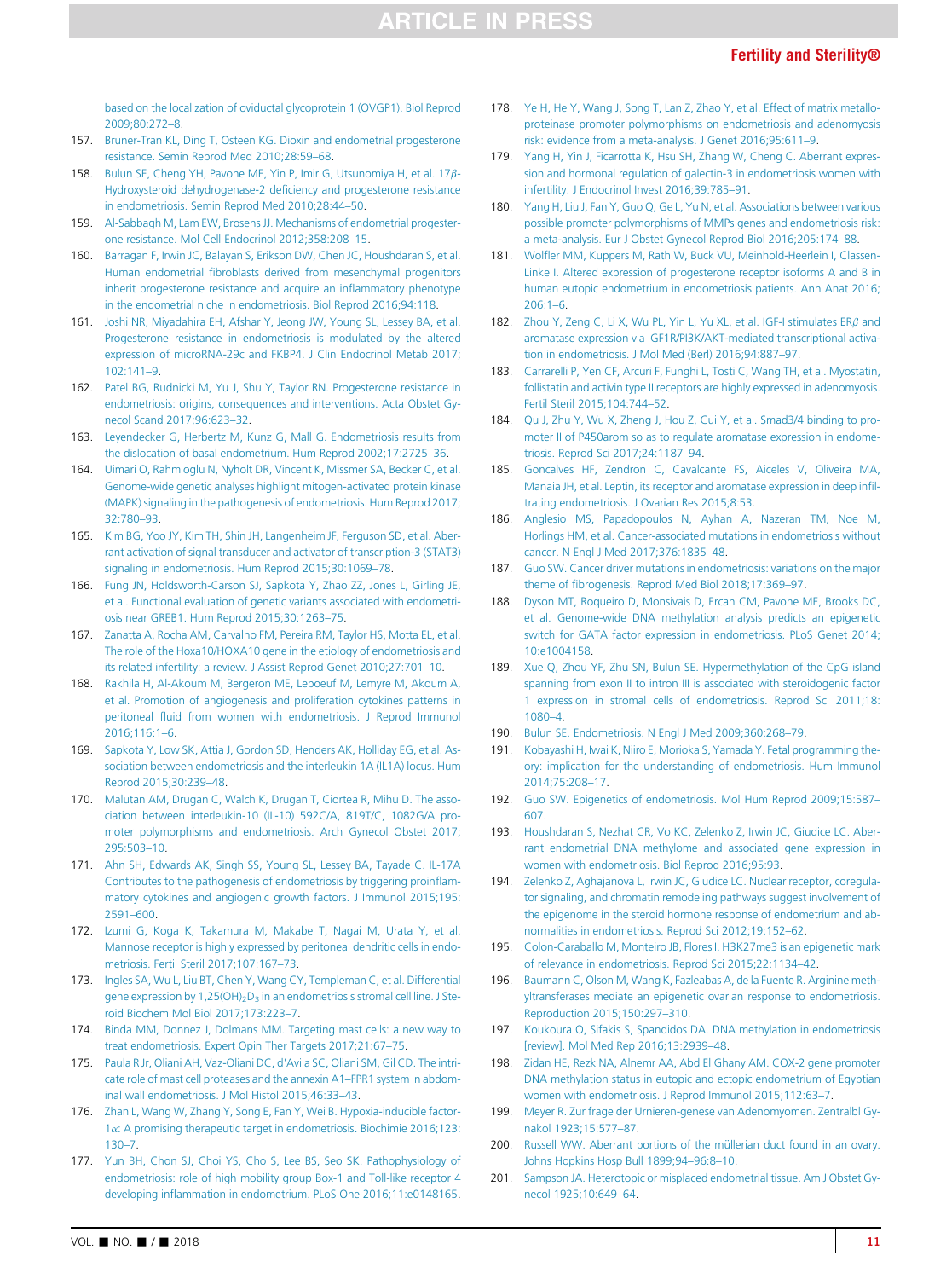based on the localization of oviductal glycoprotein 1 (OVGP1). Biol Reprod 2009;80:272–8.

157. Bruner-Tran KL, Ding T, Osteen KG. Dioxin and endometrial progesterone resistance. Semin Reprod Med 2010;28:59–68.
158. Bulun SE, Cheng YH, Pavone ME, Yin P, Imir G, Utsunomiya H, et al. 17β-Hydroxysteroid dehydrogenase-2 deficiency and progesterone resistance in endometriosis. Semin Reprod Med 2010;28:44–50.
159. Al-Sabbagh M, Lam EW, Brosens JJ. Mechanisms of endometrial progesterone resistance. Mol Cell Endocrinol 2012;358:208–15.
160. Barragan F, Irwin JC, Balayan S, Erikson DW, Chen JC, Houshdaran S, et al. Human endometrial fibroblasts derived from mesenchymal progenitors inherit progesterone resistance and acquire an inflammatory phenotype in the endometrial niche in endometriosis. Biol Reprod 2016;94:118.
161. Joshi NR, Miyadahira EH, Afshar Y, Jeong JW, Young SL, Lessey BA, et al. Progesterone resistance in endometriosis is modulated by the altered expression of microRNA-29c and FKBP4. J Clin Endocrinol Metab 2017;102:141–9.
162. Patel BG, Rudnicki M, Yu J, Shu Y, Taylor RN. Progesterone resistance in endometriosis: origins, consequences and interventions. Acta Obstet Gynecol Scand 2017;96:623–32.
163. Leyendecker G, Herbertz M, Kunz G, Mall G. Endometriosis results from the dislocation of basal endometrium. Hum Reprod 2002;17:2725–36.
164. Uimari O, Rahmioglu N, Nyholt DR, Vincent K, Missmer SA, Becker C, et al. Genome-wide genetic analyses highlight mitogen-activated protein kinase (MAPK) signaling in the pathogenesis of endometriosis. Hum Reprod 2017;32:780–93.
165. Kim BG, Yoo JY, Kim TH, Shin JH, Langenheim JF, Ferguson SD, et al. Aberrant activation of signal transducer and activator of transcription-3 (STAT3) signaling in endometriosis. Hum Reprod 2015;30:1069–78.
166. Fung JN, Holdsworth-Carson SJ, Sapkota Y, Zhao ZZ, Jones L, Girling JE, et al. Functional evaluation of genetic variants associated with endometriosis near GREB1. Hum Reprod 2015;30:1263–75.
167. Zanatta A, Rocha AM, Carvalho FM, Pereira RM, Taylor HS, Motta EL, et al. The role of the Hoxa10/HOXA10 gene in the etiology of endometriosis and its related infertility: a review. J Assist Reprod Genet 2010;27:701–10.
168. Rakhila H, Al-Akoum M, Bergeron ME, Leboeuf M, Lemyre M, Akoum A, et al. Promotion of angiogenesis and proliferation cytokines patterns in peritoneal fluid from women with endometriosis. J Reprod Immunol 2016;116:1–6.
169. Sapkota Y, Low SK, Attia J, Gordon SD, Henders AK, Holliday EG, et al. Association between endometriosis and the interleukin 1A (IL1A) locus. Hum Reprod 2015;30:239–48.
170. Malutan AM, Drugan C, Walch K, Drugan T, Ciortea R, Mihu D. The association between interleukin-10 (IL-10) 592C/A, 819T/C, 1082G/A promoter polymorphisms and endometriosis. Arch Gynecol Obstet 2017;295:503–10.
171. Ahn SH, Edwards AK, Singh SS, Young SL, Lessey BA, Tayade C. IL-17A Contributes to the pathogenesis of endometriosis by triggering proinflammatory cytokines and angiogenic growth factors. J Immunol 2015;195:2591–600.
172. Izumi G, Koga K, Takamura M, Makabe T, Nagai M, Urata Y, et al. Mannose receptor is highly expressed by peritoneal dendritic cells in endometriosis. Fertil Steril 2017;107:167–73.
173. Ingles SA, Wu L, Liu BT, Chen Y, Wang CY, Templeman C, et al. Differential gene expression by 1,25(OH)$_2$D$_3$ in an endometriosis stromal cell line. J Steroid Biochem Mol Biol 2017;173:223–7.
174. Binda MM, Donnez J, Dolmans MM. Targeting mast cells: a new way to treat endometriosis. Expert Opin Ther Targets 2017;21:67–75.
175. Paula R Jr, Oliani AH, Vaz-Oliani DC, d'Avila SC, Oliani SM, Gil CD. The intricate role of mast cell proteases and the annexin A1–FPR1 system in abdominal wall endometriosis. J Mol Histol 2015;46:33–43.
176. Zhan L, Wang W, Zhang Y, Song E, Fan Y, Wei B. Hypoxia-inducible factor-1α: A promising therapeutic target in endometriosis. Biochimie 2016;123:130–7.
177. Yun BH, Chon SJ, Choi YS, Cho S, Lee BS, Seo SK. Pathophysiology of endometriosis: role of high mobility group Box-1 and Toll-like receptor 4 developing inflammation in endometrium. PLoS One 2016;11:e0148165.
178. Ye H, He Y, Wang J, Song T, Lan Z, Zhao Y, et al. Effect of matrix metalloproteinase promoter polymorphisms on endometriosis and adenomyosis risk: evidence from a meta-analysis. J Genet 2016;95:611–9.
179. Yang H, Yin J, Ficarrotta K, Hsu SH, Zhang W, Cheng C. Aberrant expression and hormonal regulation of galectin-3 in endometriosis women with infertility. J Endocrinol Invest 2016;39:785–91.
180. Yang H, Liu J, Fan Y, Guo Q, Ge L, Yu N, et al. Associations between various possible promoter polymorphisms of MMPs genes and endometriosis risk: a meta-analysis. Eur J Obstet Gynecol Reprod Biol 2016;205:174–88.
181. Wolfler MM, Kuppers M, Rath W, Buck VU, Meinhold-Heerlein I, Classen-Linke I. Altered expression of progesterone receptor isoforms A and B in human eutopic endometrium in endometriosis patients. Ann Anat 2016;206:1–6.
182. Zhou Y, Zeng C, Li X, Wu PL, Yin L, Yu XL, et al. IGF-I stimulates ERβ and aromatase expression via IGF1R/PI3K/AKT-mediated transcriptional activation in endometriosis. J Mol Med (Berl) 2016;94:887–97.
183. Carrarelli P, Yen CF, Arcuri F, Funghi L, Tosti C, Wang TH, et al. Myostatin, follistatin and activin type II receptors are highly expressed in adenomyosis. Fertil Steril 2015;104:744–52.
184. Qu J, Zhu Y, Wu X, Zheng J, Hou Z, Cui Y, et al. Smad3/4 binding to promoter II of P450arom so as to regulate aromatase expression in endometriosis. Reprod Sci 2017;24:1187–94.
185. Goncalves HF, Zendron C, Cavalcante FS, Aiceles V, Oliveira MA, Manaia JH, et al. Leptin, its receptor and aromatase expression in deep infiltrating endometriosis. J Ovarian Res 2015;8:53.
186. Anglesio MS, Papadopoulos N, Ayhan A, Nazeran TM, Noe M, Horlings HM, et al. Cancer-associated mutations in endometriosis without cancer. N Engl J Med 2017;376:1835–48.
187. Guo SW. Cancer driver mutations in endometriosis: variations on the major theme of fibrogenesis. Reprod Med Biol 2018;17:369–97.
188. Dyson MT, Roqueiro D, Monsivais D, Ercan CM, Pavone ME, Brooks DC, et al. Genome-wide DNA methylation analysis predicts an epigenetic switch for GATA factor expression in endometriosis. PLoS Genet 2014;10:e1004158.
189. Xue Q, Zhou YF, Zhu SN, Bulun SE. Hypermethylation of the CpG island spanning from exon II to intron III is associated with steroidogenic factor 1 expression in stromal cells of endometriosis. Reprod Sci 2011;18:1080–4.
190. Bulun SE. Endometriosis. N Engl J Med 2009;360:268–79.
191. Kobayashi H, Iwai K, Niiro E, Morioka S, Yamada Y. Fetal programming theory: implication for the understanding of endometriosis. Hum Immunol 2014;75:208–17.
192. Guo SW. Epigenetics of endometriosis. Mol Hum Reprod 2009;15:587–607.
193. Houshdaran S, Nezhat CR, Vo KC, Zelenko Z, Irwin JC, Giudice LC. Aberrant endometrial DNA methylome and associated gene expression in women with endometriosis. Biol Reprod 2016;95:93.
194. Zelenko Z, Aghajanova L, Irwin JC, Giudice LC. Nuclear receptor, coregulator signaling, and chromatin remodeling pathways suggest involvement of the epigenome in the steroid hormone response of endometrium and abnormalities in endometriosis. Reprod Sci 2012;19:152–62.
195. Colon-Caraballo M, Monteiro JB, Flores I. H3K27me3 is an epigenetic mark of relevance in endometriosis. Reprod Sci 2015;22:1134–42.
196. Baumann C, Olson M, Wang K, Fazleabas A, de la Fuente R. Arginine methyltransferases mediate an epigenetic ovarian response to endometriosis. Reproduction 2015;150:297–310.
197. Koukoura O, Sifakis S, Spandidos DA. DNA methylation in endometriosis [review]. Mol Med Rep 2016;13:2939–48.
198. Zidan HE, Rezk NA, Alnemr AA, Abd El Ghany AM. COX-2 gene promoter DNA methylation status in eutopic and ectopic endometrium of Egyptian women with endometriosis. J Reprod Immunol 2015;112:63–7.
199. Meyer R. Zur frage der Urnieren-genese van Adenomyomen. Zentralbl Gynakol 1923;15:577–87.
200. Russell WW. Aberrant portions of the müllerian duct found in an ovary. Johns Hopkins Hosp Bull 1899;94–96:8–10.
201. Sampson JA. Heterotopic or misplaced endometrial tissue. Am J Obstet Gynecol 1925;10:649–64.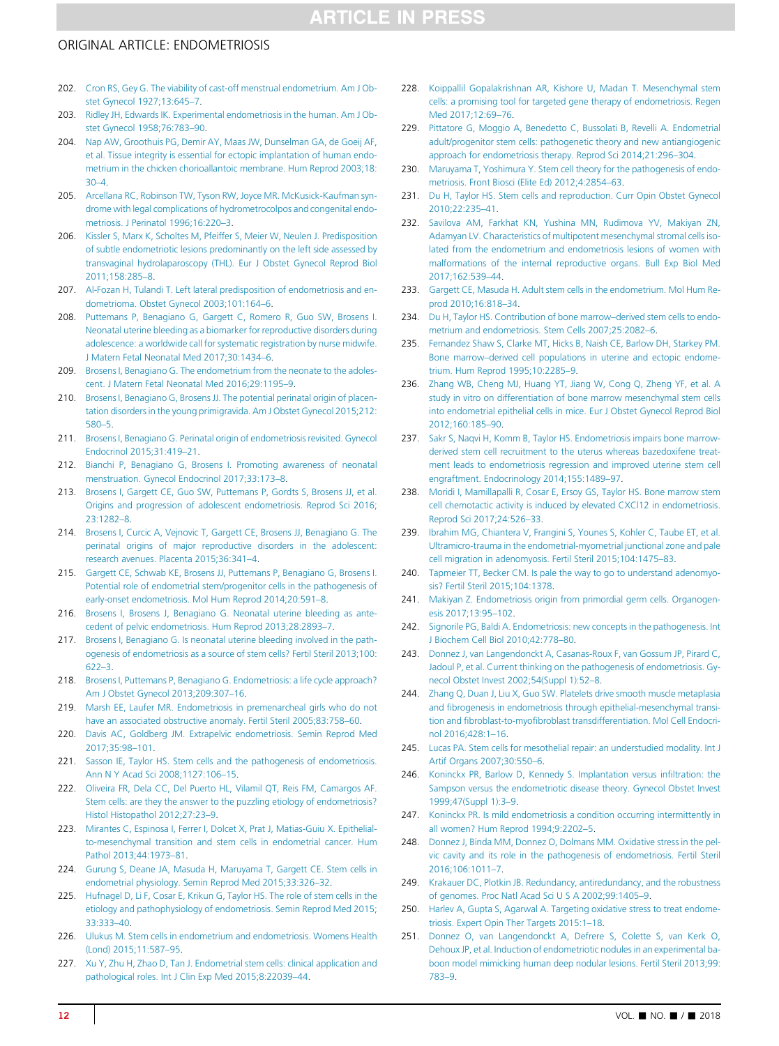202. Cron RS, Gey G. The viability of cast-off menstrual endometrium. Am J Obstet Gynecol 1927;13:645–7.
203. Ridley JH, Edwards IK. Experimental endometriosis in the human. Am J Obstet Gynecol 1958;76:783–90.
204. Nap AW, Groothuis PG, Demir AY, Maas JW, Dunselman GA, de Goeij AF, et al. Tissue integrity is essential for ectopic implantation of human endometrium in the chicken chorioallantoic membrane. Hum Reprod 2003;18:30–4.
205. Arcellana RC, Robinson TW, Tyson RW, Joyce MR. McKusick-Kaufman syndrome with legal complications of hydrometrocolpos and congenital endometriosis. J Perinatol 1996;16:220–3.
206. Kissler S, Marx K, Scholtes M, Pfeiffer S, Meier W, Neulen J. Predisposition of subtle endometriotic lesions predominantly on the left side assessed by transvaginal hydrolaparoscopy (THL). Eur J Obstet Gynecol Reprod Biol 2011;158:285–8.
207. Al-Fozan H, Tulandi T. Left lateral predisposition of endometriosis and endometrioma. Obstet Gynecol 2003;101:164–6.
208. Puttemans P, Benagiano G, Gargett C, Romero R, Guo SW, Brosens I. Neonatal uterine bleeding as a biomarker for reproductive disorders during adolescence: a worldwide call for systematic registration by nurse midwife. J Matern Fetal Neonatal Med 2017;30:1434–6.
209. Brosens I, Benagiano G. The endometrium from the neonate to the adolescent. J Matern Fetal Neonatal Med 2016;29:1195–9.
210. Brosens I, Benagiano G, Brosens JJ. The potential perinatal origin of placentation disorders in the young primigravida. Am J Obstet Gynecol 2015;212:580–5.
211. Brosens I, Benagiano G. Perinatal origin of endometriosis revisited. Gynecol Endocrinol 2015;31:419–21.
212. Bianchi P, Benagiano G, Brosens I. Promoting awareness of neonatal menstruation. Gynecol Endocrinol 2017;33:173–8.
213. Brosens I, Gargett CE, Guo SW, Puttemans P, Gordts S, Brosens JJ, et al. Origins and progression of adolescent endometriosis. Reprod Sci 2016;23:1282–8.
214. Brosens I, Curcic A, Vejnovic T, Gargett CE, Brosens JJ, Benagiano G. The perinatal origins of major reproductive disorders in the adolescent: research avenues. Placenta 2015;36:341–4.
215. Gargett CE, Schwab KE, Brosens JJ, Puttemans P, Benagiano G, Brosens I. Potential role of endometrial stem/progenitor cells in the pathogenesis of early-onset endometriosis. Mol Hum Reprod 2014;20:591–8.
216. Brosens I, Brosens J, Benagiano G. Neonatal uterine bleeding as antecedent of pelvic endometriosis. Hum Reprod 2013;28:2893–7.
217. Brosens I, Benagiano G. Is neonatal uterine bleeding involved in the pathogenesis of endometriosis as a source of stem cells? Fertil Steril 2013;100:622–3.
218. Brosens I, Puttemans P, Benagiano G. Endometriosis: a life cycle approach? Am J Obstet Gynecol 2013;209:307–16.
219. Marsh EE, Laufer MR. Endometriosis in premenarcheal girls who do not have an associated obstructive anomaly. Fertil Steril 2005;83:758–60.
220. Davis AC, Goldberg JM. Extrapelvic endometriosis. Semin Reprod Med 2017;35:98–101.
221. Sasson IE, Taylor HS. Stem cells and the pathogenesis of endometriosis. Ann N Y Acad Sci 2008;1127:106–15.
222. Oliveira FR, Dela CC, Del Puerto HL, Vilamil QT, Reis FM, Camargos AF. Stem cells: are they the answer to the puzzling etiology of endometriosis? Histol Histopathol 2012;27:23–9.
223. Mirantes C, Espinosa I, Ferrer I, Dolcet X, Prat J, Matias-Guiu X. Epithelial-to-mesenchymal transition and stem cells in endometrial cancer. Hum Pathol 2013;44:1973–81.
224. Gurung S, Deane JA, Masuda H, Maruyama T, Gargett CE. Stem cells in endometrial physiology. Semin Reprod Med 2015;33:326–32.
225. Hufnagel D, Li F, Cosar E, Krikun G, Taylor HS. The role of stem cells in the etiology and pathophysiology of endometriosis. Semin Reprod Med 2015;33:333–40.
226. Ulukus M. Stem cells in endometrium and endometriosis. Womens Health (Lond) 2015;11:587–95.
227. Xu Y, Zhu H, Zhao D, Tan J. Endometrial stem cells: clinical application and pathological roles. Int J Clin Exp Med 2015;8:22039–44.
228. Koippallil Gopalakrishnan AR, Kishore U, Madan T. Mesenchymal stem cells: a promising tool for targeted gene therapy of endometriosis. Regen Med 2017;12:69–76.
229. Pittatore G, Moggio A, Benedetto C, Bussolati B, Revelli A. Endometrial adult/progenitor stem cells: pathogenetic theory and new antiangiogenic approach for endometriosis therapy. Reprod Sci 2014;21:296–304.
230. Maruyama T, Yoshimura Y. Stem cell theory for the pathogenesis of endometriosis. Front Biosci (Elite Ed) 2012;4:2854–63.
231. Du H, Taylor HS. Stem cells and reproduction. Curr Opin Obstet Gynecol 2010;22:235–41.
232. Savilova AM, Farkhat KN, Yushina MN, Rudimova YV, Makiyan ZN, Adamyan LV. Characteristics of multipotent mesenchymal stromal cells isolated from the endometrium and endometriosis lesions of women with malformations of the internal reproductive organs. Bull Exp Biol Med 2017;162:539–44.
233. Gargett CE, Masuda H. Adult stem cells in the endometrium. Mol Hum Reprod 2010;16:818–34.
234. Du H, Taylor HS. Contribution of bone marrow–derived stem cells to endometrium and endometriosis. Stem Cells 2007;25:2082–6.
235. Fernandez Shaw S, Clarke MT, Hicks B, Naish CE, Barlow DH, Starkey PM. Bone marrow–derived cell populations in uterine and ectopic endometrium. Hum Reprod 1995;10:2285–9.
236. Zhang WB, Cheng MJ, Huang YT, Jiang W, Cong Q, Zheng YF, et al. A study in vitro on differentiation of bone marrow mesenchymal stem cells into endometrial epithelial cells in mice. Eur J Obstet Gynecol Reprod Biol 2012;160:185–90.
237. Sakr S, Naqvi H, Komm B, Taylor HS. Endometriosis impairs bone marrow-derived stem cell recruitment to the uterus whereas bazedoxifene treatment leads to endometriosis regression and improved uterine stem cell engraftment. Endocrinology 2014;155:1489–97.
238. Moridi I, Mamillapalli R, Cosar E, Ersoy GS, Taylor HS. Bone marrow stem cell chemotactic activity is induced by elevated CXCl12 in endometriosis. Reprod Sci 2017;24:526–33.
239. Ibrahim MG, Chiantera V, Frangini S, Younes S, Kohler C, Taube ET, et al. Ultramicro-trauma in the endometrial-myometrial junctional zone and pale cell migration in adenomyosis. Fertil Steril 2015;104:1475–83.
240. Tapmeier TT, Becker CM. Is pale the way to go to understand adenomyosis? Fertil Steril 2015;104:1378.
241. Makiyan Z. Endometriosis origin from primordial germ cells. Organogenesis 2017;13:95–102.
242. Signorile PG, Baldi A. Endometriosis: new concepts in the pathogenesis. Int J Biochem Cell Biol 2010;42:778–80.
243. Donnez J, van Langendonckt A, Casanas-Roux F, van Gossum JP, Pirard C, Jadoul P, et al. Current thinking on the pathogenesis of endometriosis. Gynecol Obstet Invest 2002;54(Suppl 1):52–8.
244. Zhang Q, Duan J, Liu X, Guo SW. Platelets drive smooth muscle metaplasia and fibrogenesis in endometriosis through epithelial-mesenchymal transition and fibroblast-to-myofibroblast transdifferentiation. Mol Cell Endocrinol 2016;428:1–16.
245. Lucas PA. Stem cells for mesothelial repair: an understudied modality. Int J Artif Organs 2007;30:550–6.
246. Koninckx PR, Barlow D, Kennedy S. Implantation versus infiltration: the Sampson versus the endometriotic disease theory. Gynecol Obstet Invest 1999;47(Suppl 1):3–9.
247. Koninckx PR. Is mild endometriosis a condition occurring intermittently in all women? Hum Reprod 1994;9:2202–5.
248. Donnez J, Binda MM, Donnez O, Dolmans MM. Oxidative stress in the pelvic cavity and its role in the pathogenesis of endometriosis. Fertil Steril 2016;106:1011–7.
249. Krakauer DC, Plotkin JB. Redundancy, antiredundancy, and the robustness of genomes. Proc Natl Acad Sci U S A 2002;99:1405–9.
250. Harlev A, Gupta S, Agarwal A. Targeting oxidative stress to treat endometriosis. Expert Opin Ther Targets 2015:1–18.
251. Donnez O, van Langendonckt A, Defrere S, Colette S, van Kerk O, Dehoux JP, et al. Induction of endometriotic nodules in an experimental baboon model mimicking human deep nodular lesions. Fertil Steril 2013;99:783–9.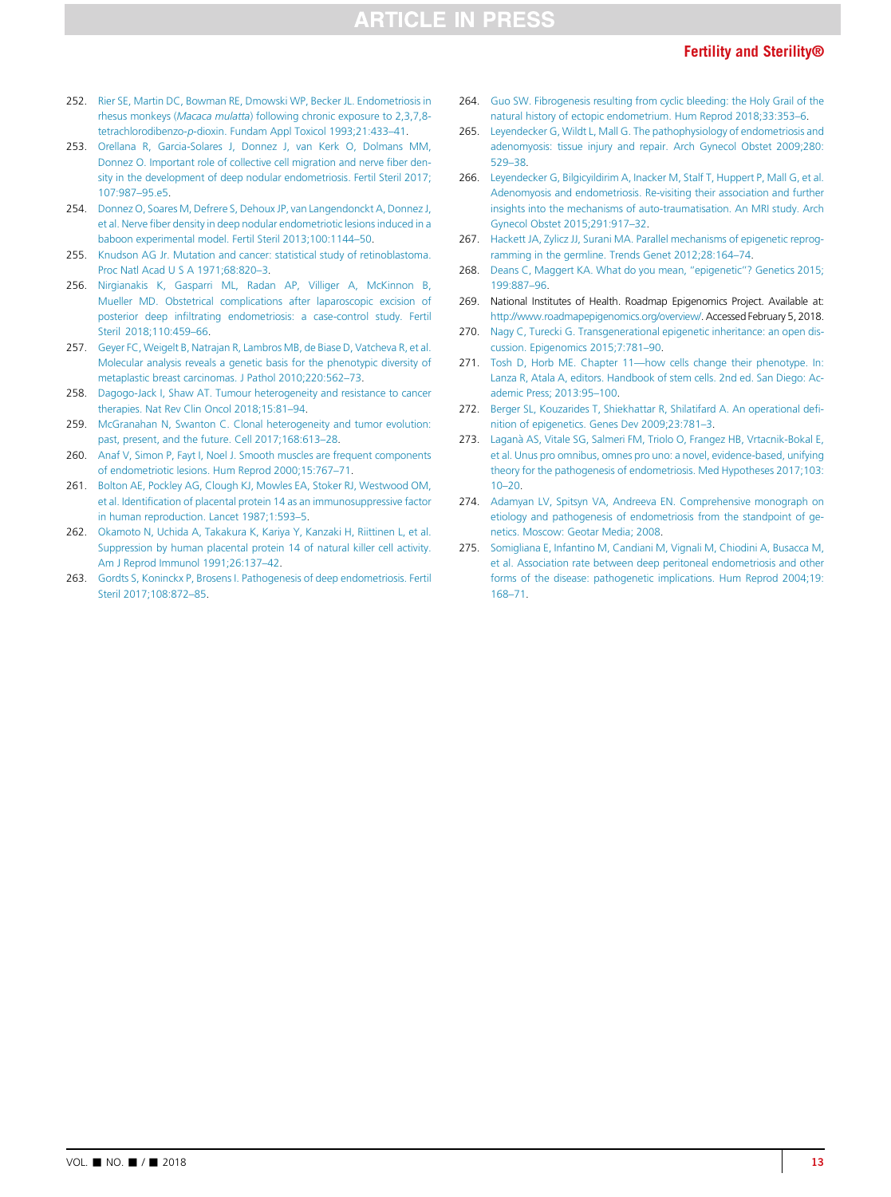252. Rier SE, Martin DC, Bowman RE, Dmowski WP, Becker JL. Endometriosis in rhesus monkeys (*Macaca mulatta*) following chronic exposure to 2,3,7,8-tetrachlorodibenzo-*p*-dioxin. Fundam Appl Toxicol 1993;21:433–41.
253. Orellana R, Garcia-Solares J, Donnez J, van Kerk O, Dolmans MM, Donnez O. Important role of collective cell migration and nerve fiber density in the development of deep nodular endometriosis. Fertil Steril 2017;107:987–95.e5.
254. Donnez O, Soares M, Defrere S, Dehoux JP, van Langendonckt A, Donnez J, et al. Nerve fiber density in deep nodular endometriotic lesions induced in a baboon experimental model. Fertil Steril 2013;100:1144–50.
255. Knudson AG Jr. Mutation and cancer: statistical study of retinoblastoma. Proc Natl Acad U S A 1971;68:820–3.
256. Nirgianakis K, Gasparri ML, Radan AP, Villiger A, McKinnon B, Mueller MD. Obstetrical complications after laparoscopic excision of posterior deep infiltrating endometriosis: a case-control study. Fertil Steril 2018;110:459–66.
257. Geyer FC, Weigelt B, Natrajan R, Lambros MB, de Biase D, Vatcheva R, et al. Molecular analysis reveals a genetic basis for the phenotypic diversity of metaplastic breast carcinomas. J Pathol 2010;220:562–73.
258. Dagogo-Jack I, Shaw AT. Tumour heterogeneity and resistance to cancer therapies. Nat Rev Clin Oncol 2018;15:81–94.
259. McGranahan N, Swanton C. Clonal heterogeneity and tumor evolution: past, present, and the future. Cell 2017;168:613–28.
260. Anaf V, Simon P, Fayt I, Noel J. Smooth muscles are frequent components of endometriotic lesions. Hum Reprod 2000;15:767–71.
261. Bolton AE, Pockley AG, Clough KJ, Mowles EA, Stoker RJ, Westwood OM, et al. Identification of placental protein 14 as an immunosuppressive factor in human reproduction. Lancet 1987;1:593–5.
262. Okamoto N, Uchida A, Takakura K, Kariya Y, Kanzaki H, Riittinen L, et al. Suppression by human placental protein 14 of natural killer cell activity. Am J Reprod Immunol 1991;26:137–42.
263. Gordts S, Koninckx P, Brosens I. Pathogenesis of deep endometriosis. Fertil Steril 2017;108:872–85.
264. Guo SW. Fibrogenesis resulting from cyclic bleeding: the Holy Grail of the natural history of ectopic endometrium. Hum Reprod 2018;33:353–6.
265. Leyendecker G, Wildt L, Mall G. The pathophysiology of endometriosis and adenomyosis: tissue injury and repair. Arch Gynecol Obstet 2009;280:529–38.
266. Leyendecker G, Bilgicyildirim A, Inacker M, Stalf T, Huppert P, Mall G, et al. Adenomyosis and endometriosis. Re-visiting their association and further insights into the mechanisms of auto-traumatisation. An MRI study. Arch Gynecol Obstet 2015;291:917–32.
267. Hackett JA, Zylicz JJ, Surani MA. Parallel mechanisms of epigenetic reprogramming in the germline. Trends Genet 2012;28:164–74.
268. Deans C, Maggert KA. What do you mean, "epigenetic"? Genetics 2015;199:887–96.
269. National Institutes of Health. Roadmap Epigenomics Project. Available at: http://www.roadmapepigenomics.org/overview/. Accessed February 5, 2018.
270. Nagy C, Turecki G. Transgenerational epigenetic inheritance: an open discussion. Epigenomics 2015;7:781–90.
271. Tosh D, Horb ME. Chapter 11—how cells change their phenotype. In: Lanza R, Atala A, editors. Handbook of stem cells. 2nd ed. San Diego: Academic Press; 2013:95–100.
272. Berger SL, Kouzarides T, Shiekhattar R, Shilatifard A. An operational definition of epigenetics. Genes Dev 2009;23:781–3.
273. Laganà AS, Vitale SG, Salmeri FM, Triolo O, Frangez HB, Vrtacnik-Bokal E, et al. Unus pro omnibus, omnes pro uno: a novel, evidence-based, unifying theory for the pathogenesis of endometriosis. Med Hypotheses 2017;103:10–20.
274. Adamyan LV, Spitsyn VA, Andreeva EN. Comprehensive monograph on etiology and pathogenesis of endometriosis from the standpoint of genetics. Moscow: Geotar Media; 2008.
275. Somigliana E, Infantino M, Candiani M, Vignali M, Chiodini A, Busacca M, et al. Association rate between deep peritoneal endometriosis and other forms of the disease: pathogenetic implications. Hum Reprod 2004;19:168–71.